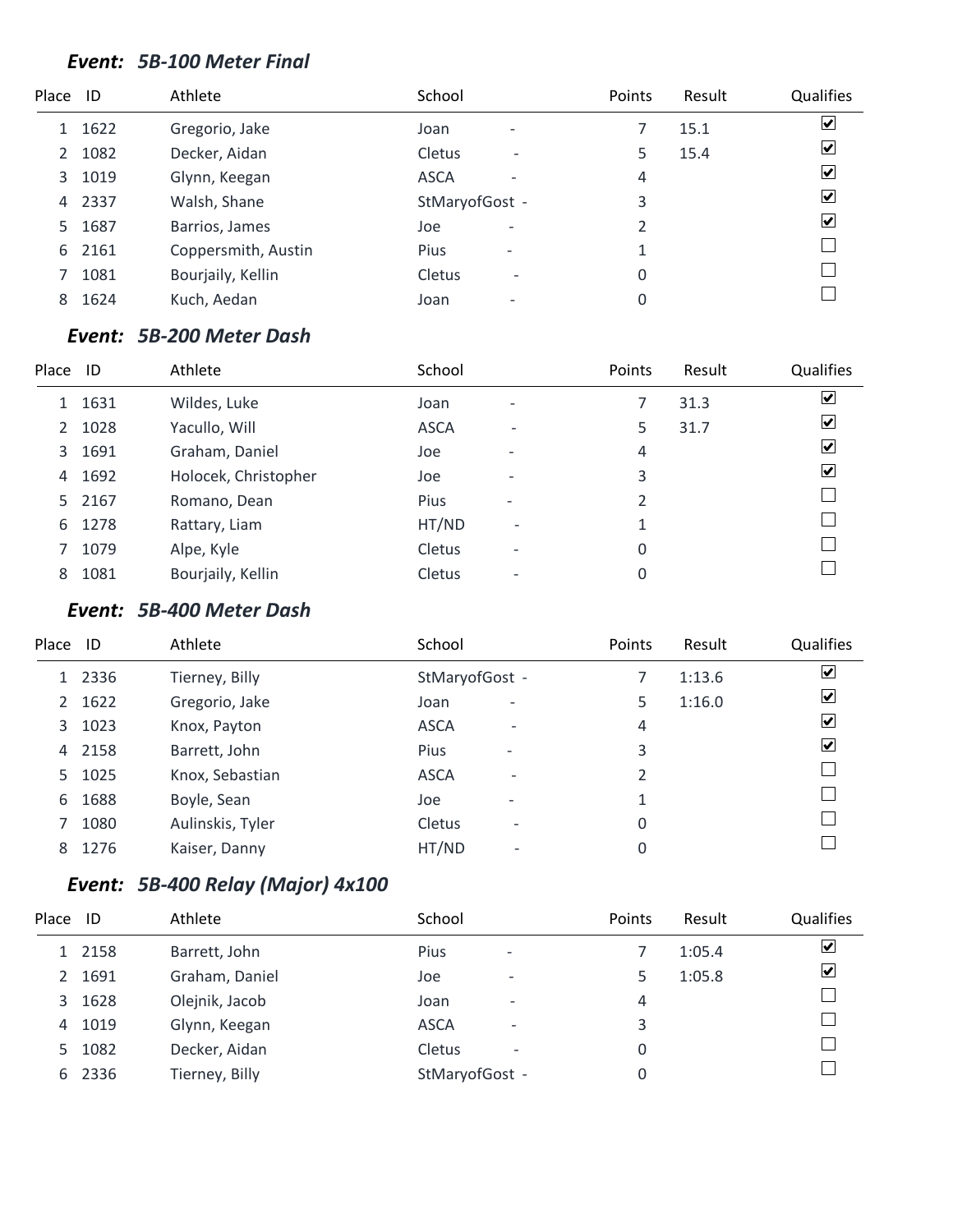### *Event: 5B-100 Meter Final*

| Place | ID | Athlete | School | | Points | Result | Qualifies |
|---|---|---|---|---|---|---|---|
| 1 | 1622 | Gregorio, Jake | Joan | - | 7 | 15.1 | ☑ |
| 2 | 1082 | Decker, Aidan | Cletus | - | 5 | 15.4 | ☑ |
| 3 | 1019 | Glynn, Keegan | ASCA | - | 4 | | ☑ |
| 4 | 2337 | Walsh, Shane | StMaryofGost | - | 3 | | ☑ |
| 5 | 1687 | Barrios, James | Joe | - | 2 | | ☑ |
| 6 | 2161 | Coppersmith, Austin | Pius | - | 1 | | ☐ |
| 7 | 1081 | Bourjaily, Kellin | Cletus | - | 0 | | ☐ |
| 8 | 1624 | Kuch, Aedan | Joan | - | 0 | | ☐ |

### *Event: 5B-200 Meter Dash*

| Place | ID | Athlete | School | | Points | Result | Qualifies |
|---|---|---|---|---|---|---|---|
| 1 | 1631 | Wildes, Luke | Joan | - | 7 | 31.3 | ☑ |
| 2 | 1028 | Yacullo, Will | ASCA | - | 5 | 31.7 | ☑ |
| 3 | 1691 | Graham, Daniel | Joe | - | 4 | | ☑ |
| 4 | 1692 | Holocek, Christopher | Joe | - | 3 | | ☑ |
| 5 | 2167 | Romano, Dean | Pius | - | 2 | | ☐ |
| 6 | 1278 | Rattary, Liam | HT/ND | - | 1 | | ☐ |
| 7 | 1079 | Alpe, Kyle | Cletus | - | 0 | | ☐ |
| 8 | 1081 | Bourjaily, Kellin | Cletus | - | 0 | | ☐ |

### *Event: 5B-400 Meter Dash*

| Place | ID | Athlete | School | | Points | Result | Qualifies |
|---|---|---|---|---|---|---|---|
| 1 | 2336 | Tierney, Billy | StMaryofGost | - | 7 | 1:13.6 | ☑ |
| 2 | 1622 | Gregorio, Jake | Joan | - | 5 | 1:16.0 | ☑ |
| 3 | 1023 | Knox, Payton | ASCA | - | 4 | | ☑ |
| 4 | 2158 | Barrett, John | Pius | - | 3 | | ☑ |
| 5 | 1025 | Knox, Sebastian | ASCA | - | 2 | | ☐ |
| 6 | 1688 | Boyle, Sean | Joe | - | 1 | | ☐ |
| 7 | 1080 | Aulinskis, Tyler | Cletus | - | 0 | | ☐ |
| 8 | 1276 | Kaiser, Danny | HT/ND | - | 0 | | ☐ |

### *Event: 5B-400 Relay (Major) 4x100*

| Place | ID | Athlete | School | | Points | Result | Qualifies |
|---|---|---|---|---|---|---|---|
| 1 | 2158 | Barrett, John | Pius | - | 7 | 1:05.4 | ☑ |
| 2 | 1691 | Graham, Daniel | Joe | - | 5 | 1:05.8 | ☑ |
| 3 | 1628 | Olejnik, Jacob | Joan | - | 4 | | ☐ |
| 4 | 1019 | Glynn, Keegan | ASCA | - | 3 | | ☐ |
| 5 | 1082 | Decker, Aidan | Cletus | - | 0 | | ☐ |
| 6 | 2336 | Tierney, Billy | StMaryofGost | - | 0 | | ☐ |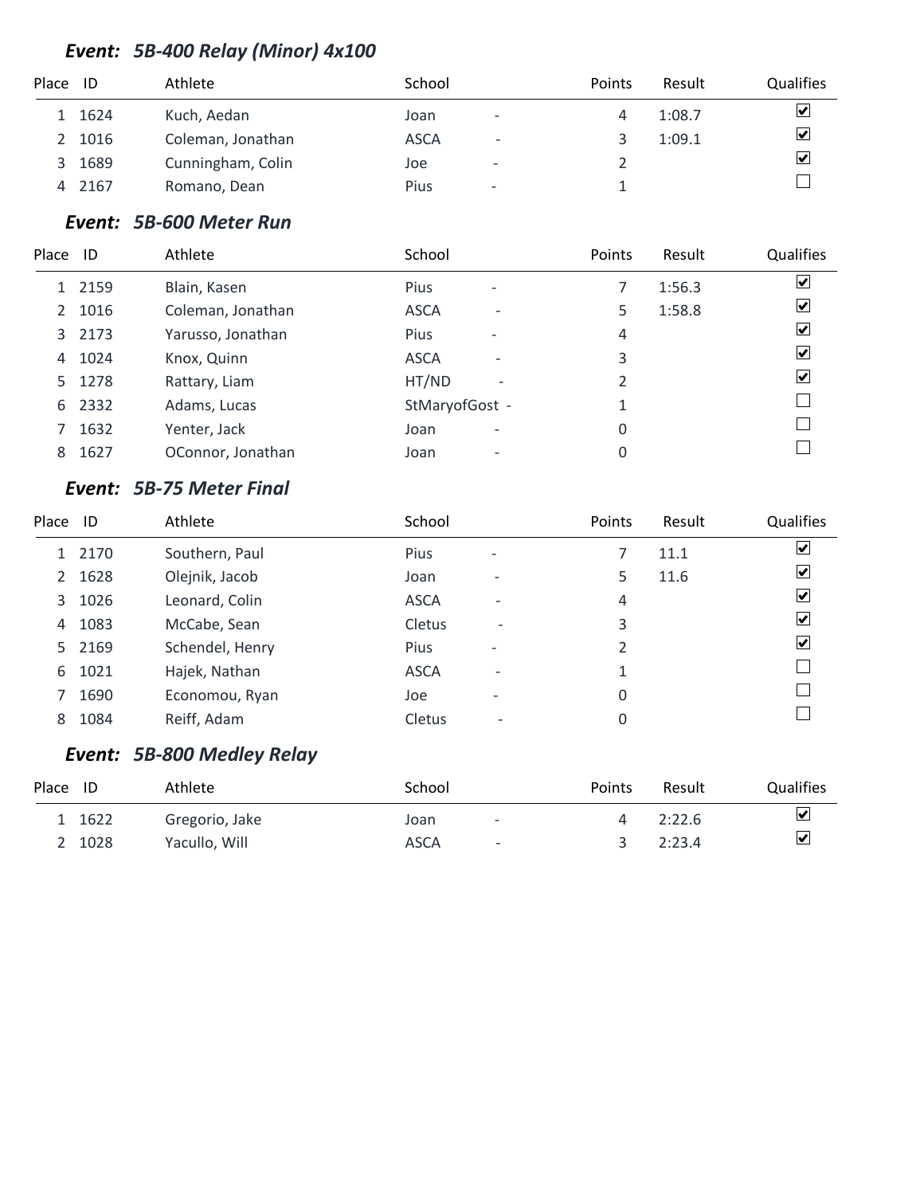### *Event: 5B-400 Relay (Minor) 4x100*

| Place | ID | Athlete | School | | Points | Result | Qualifies |
|---|---|---|---|---|---|---|---|
| 1 | 1624 | Kuch, Aedan | Joan | - | 4 | 1:08.7 | ☑ |
| 2 | 1016 | Coleman, Jonathan | ASCA | - | 3 | 1:09.1 | ☑ |
| 3 | 1689 | Cunningham, Colin | Joe | - | 2 | | ☑ |
| 4 | 2167 | Romano, Dean | Pius | - | 1 | | ☐ |

### *Event: 5B-600 Meter Run*

| Place | ID | Athlete | School | | Points | Result | Qualifies |
|---|---|---|---|---|---|---|---|
| 1 | 2159 | Blain, Kasen | Pius | - | 7 | 1:56.3 | ☑ |
| 2 | 1016 | Coleman, Jonathan | ASCA | - | 5 | 1:58.8 | ☑ |
| 3 | 2173 | Yarusso, Jonathan | Pius | - | 4 | | ☑ |
| 4 | 1024 | Knox, Quinn | ASCA | - | 3 | | ☑ |
| 5 | 1278 | Rattary, Liam | HT/ND | - | 2 | | ☑ |
| 6 | 2332 | Adams, Lucas | StMaryofGost | - | 1 | | ☐ |
| 7 | 1632 | Yenter, Jack | Joan | - | 0 | | ☐ |
| 8 | 1627 | OConnor, Jonathan | Joan | - | 0 | | ☐ |

### *Event: 5B-75 Meter Final*

| Place | ID | Athlete | School | | Points | Result | Qualifies |
|---|---|---|---|---|---|---|---|
| 1 | 2170 | Southern, Paul | Pius | - | 7 | 11.1 | ☑ |
| 2 | 1628 | Olejnik, Jacob | Joan | - | 5 | 11.6 | ☑ |
| 3 | 1026 | Leonard, Colin | ASCA | - | 4 | | ☑ |
| 4 | 1083 | McCabe, Sean | Cletus | - | 3 | | ☑ |
| 5 | 2169 | Schendel, Henry | Pius | - | 2 | | ☑ |
| 6 | 1021 | Hajek, Nathan | ASCA | - | 1 | | ☐ |
| 7 | 1690 | Economou, Ryan | Joe | - | 0 | | ☐ |
| 8 | 1084 | Reiff, Adam | Cletus | - | 0 | | ☐ |

### *Event: 5B-800 Medley Relay*

| Place | ID | Athlete | School | | Points | Result | Qualifies |
|---|---|---|---|---|---|---|---|
| 1 | 1622 | Gregorio, Jake | Joan | - | 4 | 2:22.6 | ☑ |
| 2 | 1028 | Yacullo, Will | ASCA | - | 3 | 2:23.4 | ☑ |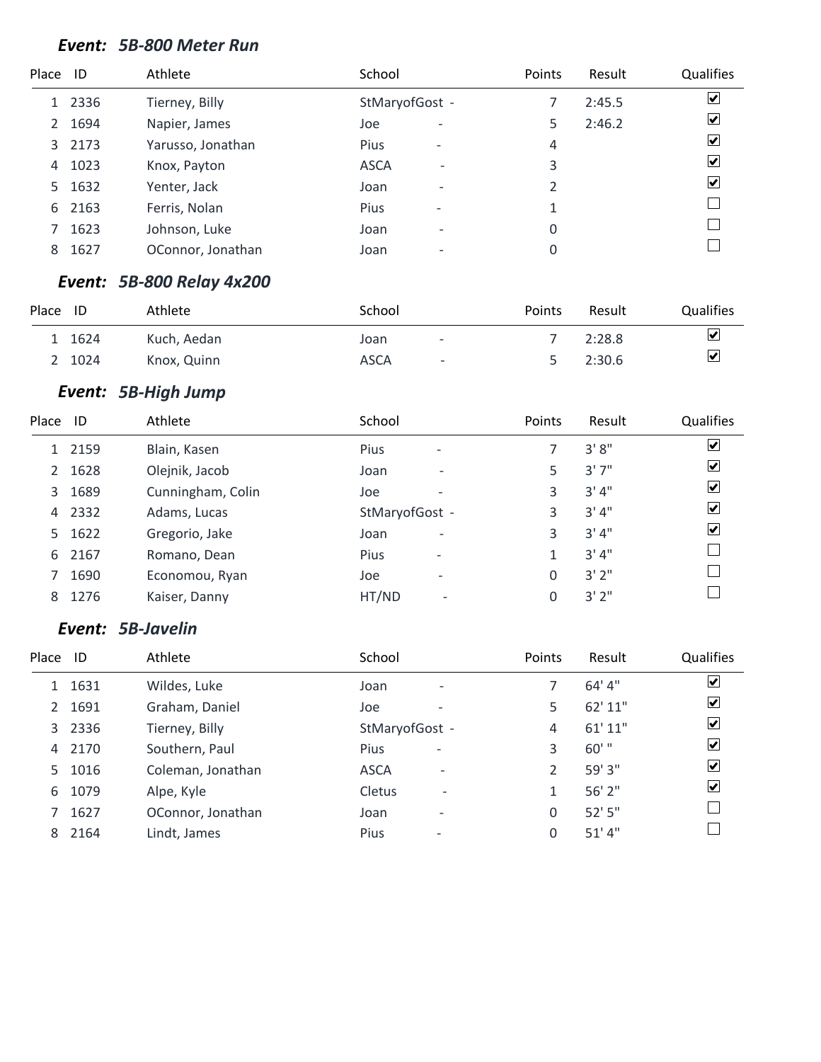### *Event: 5B-800 Meter Run*

| Place | ID | Athlete | School | Points | Result | Qualifies |
|---|---|---|---|---|---|---|
| 1 | 2336 | Tierney, Billy | StMaryofGost - | 7 | 2:45.5 | ☑ |
| 2 | 1694 | Napier, James | Joe - | 5 | 2:46.2 | ☑ |
| 3 | 2173 | Yarusso, Jonathan | Pius - | 4 | | ☑ |
| 4 | 1023 | Knox, Payton | ASCA - | 3 | | ☑ |
| 5 | 1632 | Yenter, Jack | Joan - | 2 | | ☑ |
| 6 | 2163 | Ferris, Nolan | Pius - | 1 | | ☐ |
| 7 | 1623 | Johnson, Luke | Joan - | 0 | | ☐ |
| 8 | 1627 | OConnor, Jonathan | Joan - | 0 | | ☐ |

### *Event: 5B-800 Relay 4x200*

| Place | ID | Athlete | School | Points | Result | Qualifies |
|---|---|---|---|---|---|---|
| 1 | 1624 | Kuch, Aedan | Joan - | 7 | 2:28.8 | ☑ |
| 2 | 1024 | Knox, Quinn | ASCA - | 5 | 2:30.6 | ☑ |

### *Event: 5B-High Jump*

| Place | ID | Athlete | School | Points | Result | Qualifies |
|---|---|---|---|---|---|---|
| 1 | 2159 | Blain, Kasen | Pius - | 7 | 3' 8" | ☑ |
| 2 | 1628 | Olejnik, Jacob | Joan - | 5 | 3' 7" | ☑ |
| 3 | 1689 | Cunningham, Colin | Joe - | 3 | 3' 4" | ☑ |
| 4 | 2332 | Adams, Lucas | StMaryofGost - | 3 | 3' 4" | ☑ |
| 5 | 1622 | Gregorio, Jake | Joan - | 3 | 3' 4" | ☑ |
| 6 | 2167 | Romano, Dean | Pius - | 1 | 3' 4" | ☐ |
| 7 | 1690 | Economou, Ryan | Joe - | 0 | 3' 2" | ☐ |
| 8 | 1276 | Kaiser, Danny | HT/ND - | 0 | 3' 2" | ☐ |

### *Event: 5B-Javelin*

| Place | ID | Athlete | School | Points | Result | Qualifies |
|---|---|---|---|---|---|---|
| 1 | 1631 | Wildes, Luke | Joan - | 7 | 64' 4" | ☑ |
| 2 | 1691 | Graham, Daniel | Joe - | 5 | 62' 11" | ☑ |
| 3 | 2336 | Tierney, Billy | StMaryofGost - | 4 | 61' 11" | ☑ |
| 4 | 2170 | Southern, Paul | Pius - | 3 | 60' " | ☑ |
| 5 | 1016 | Coleman, Jonathan | ASCA - | 2 | 59' 3" | ☑ |
| 6 | 1079 | Alpe, Kyle | Cletus - | 1 | 56' 2" | ☑ |
| 7 | 1627 | OConnor, Jonathan | Joan - | 0 | 52' 5" | ☐ |
| 8 | 2164 | Lindt, James | Pius - | 0 | 51' 4" | ☐ |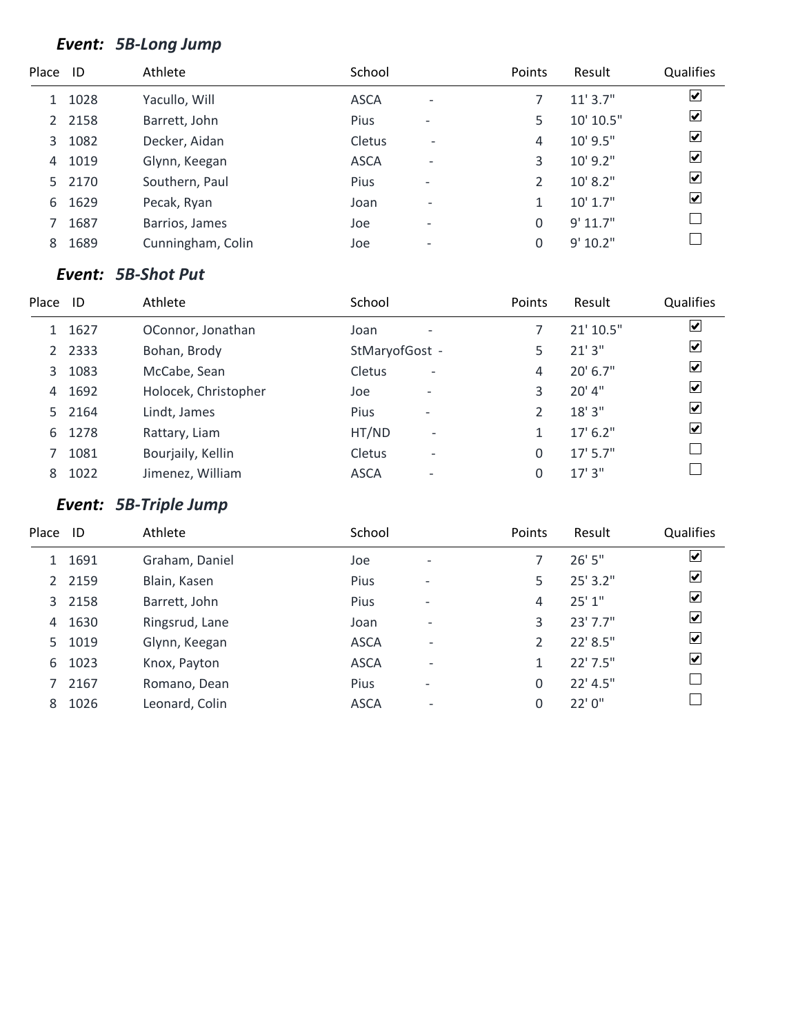### *Event: 5B-Long Jump*

| Place | ID | Athlete | School | | Points | Result | Qualifies |
|---|---|---|---|---|---|---|---|
| 1 | 1028 | Yacullo, Will | ASCA | - | 7 | 11' 3.7" | ☑ |
| 2 | 2158 | Barrett, John | Pius | - | 5 | 10' 10.5" | ☑ |
| 3 | 1082 | Decker, Aidan | Cletus | - | 4 | 10' 9.5" | ☑ |
| 4 | 1019 | Glynn, Keegan | ASCA | - | 3 | 10' 9.2" | ☑ |
| 5 | 2170 | Southern, Paul | Pius | - | 2 | 10' 8.2" | ☑ |
| 6 | 1629 | Pecak, Ryan | Joan | - | 1 | 10' 1.7" | ☑ |
| 7 | 1687 | Barrios, James | Joe | - | 0 | 9' 11.7" | ☐ |
| 8 | 1689 | Cunningham, Colin | Joe | - | 0 | 9' 10.2" | ☐ |

### *Event: 5B-Shot Put*

| Place | ID | Athlete | School | | Points | Result | Qualifies |
|---|---|---|---|---|---|---|---|
| 1 | 1627 | OConnor, Jonathan | Joan | - | 7 | 21' 10.5" | ☑ |
| 2 | 2333 | Bohan, Brody | StMaryofGost | - | 5 | 21' 3" | ☑ |
| 3 | 1083 | McCabe, Sean | Cletus | - | 4 | 20' 6.7" | ☑ |
| 4 | 1692 | Holocek, Christopher | Joe | - | 3 | 20' 4" | ☑ |
| 5 | 2164 | Lindt, James | Pius | - | 2 | 18' 3" | ☑ |
| 6 | 1278 | Rattary, Liam | HT/ND | - | 1 | 17' 6.2" | ☑ |
| 7 | 1081 | Bourjaily, Kellin | Cletus | - | 0 | 17' 5.7" | ☐ |
| 8 | 1022 | Jimenez, William | ASCA | - | 0 | 17' 3" | ☐ |

### *Event: 5B-Triple Jump*

| Place | ID | Athlete | School | | Points | Result | Qualifies |
|---|---|---|---|---|---|---|---|
| 1 | 1691 | Graham, Daniel | Joe | - | 7 | 26' 5" | ☑ |
| 2 | 2159 | Blain, Kasen | Pius | - | 5 | 25' 3.2" | ☑ |
| 3 | 2158 | Barrett, John | Pius | - | 4 | 25' 1" | ☑ |
| 4 | 1630 | Ringsrud, Lane | Joan | - | 3 | 23' 7.7" | ☑ |
| 5 | 1019 | Glynn, Keegan | ASCA | - | 2 | 22' 8.5" | ☑ |
| 6 | 1023 | Knox, Payton | ASCA | - | 1 | 22' 7.5" | ☑ |
| 7 | 2167 | Romano, Dean | Pius | - | 0 | 22' 4.5" | ☐ |
| 8 | 1026 | Leonard, Colin | ASCA | - | 0 | 22' 0" | ☐ |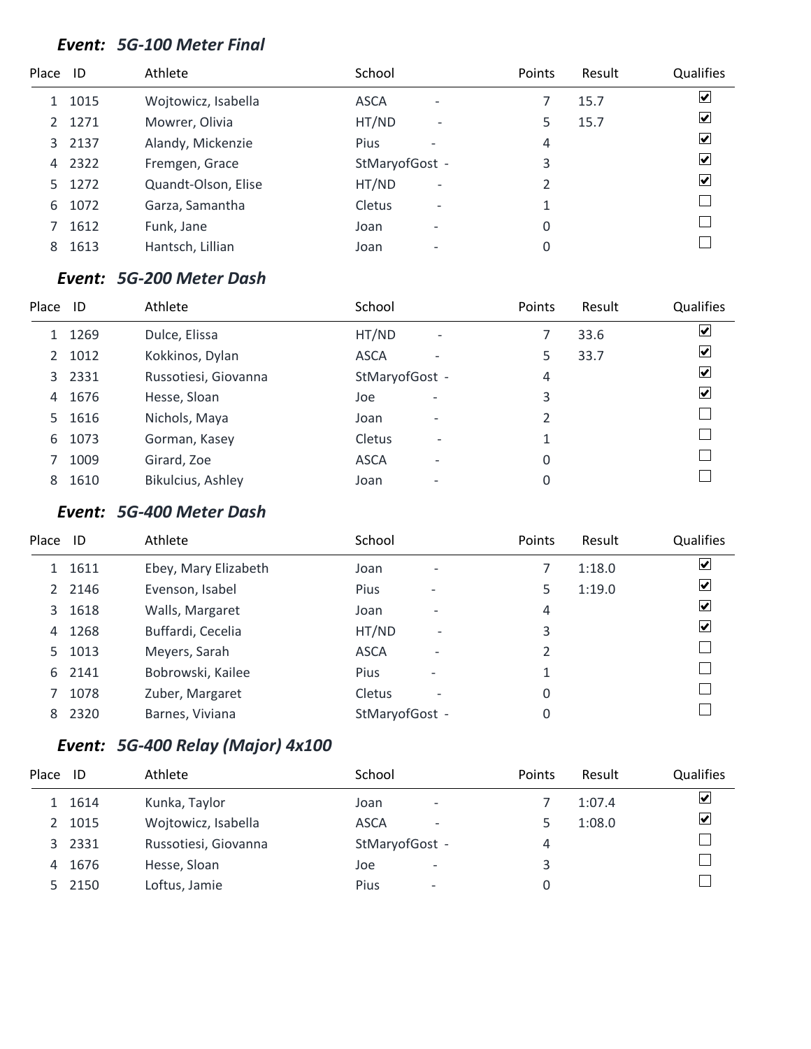### *Event: 5G-100 Meter Final*

| Place | ID | Athlete | School | Points | Result | Qualifies |
|---|---|---|---|---|---|---|
| 1 | 1015 | Wojtowicz, Isabella | ASCA - | 7 | 15.7 | ☑ |
| 2 | 1271 | Mowrer, Olivia | HT/ND - | 5 | 15.7 | ☑ |
| 3 | 2137 | Alandy, Mickenzie | Pius - | 4 | | ☑ |
| 4 | 2322 | Fremgen, Grace | StMaryofGost - | 3 | | ☑ |
| 5 | 1272 | Quandt-Olson, Elise | HT/ND - | 2 | | ☑ |
| 6 | 1072 | Garza, Samantha | Cletus - | 1 | | ☐ |
| 7 | 1612 | Funk, Jane | Joan - | 0 | | ☐ |
| 8 | 1613 | Hantsch, Lillian | Joan - | 0 | | ☐ |

### *Event: 5G-200 Meter Dash*

| Place | ID | Athlete | School | Points | Result | Qualifies |
|---|---|---|---|---|---|---|
| 1 | 1269 | Dulce, Elissa | HT/ND - | 7 | 33.6 | ☑ |
| 2 | 1012 | Kokkinos, Dylan | ASCA - | 5 | 33.7 | ☑ |
| 3 | 2331 | Russotiesi, Giovanna | StMaryofGost - | 4 | | ☑ |
| 4 | 1676 | Hesse, Sloan | Joe - | 3 | | ☑ |
| 5 | 1616 | Nichols, Maya | Joan - | 2 | | ☐ |
| 6 | 1073 | Gorman, Kasey | Cletus - | 1 | | ☐ |
| 7 | 1009 | Girard, Zoe | ASCA - | 0 | | ☐ |
| 8 | 1610 | Bikulcius, Ashley | Joan - | 0 | | ☐ |

### *Event: 5G-400 Meter Dash*

| Place | ID | Athlete | School | Points | Result | Qualifies |
|---|---|---|---|---|---|---|
| 1 | 1611 | Ebey, Mary Elizabeth | Joan - | 7 | 1:18.0 | ☑ |
| 2 | 2146 | Evenson, Isabel | Pius - | 5 | 1:19.0 | ☑ |
| 3 | 1618 | Walls, Margaret | Joan - | 4 | | ☑ |
| 4 | 1268 | Buffardi, Cecelia | HT/ND - | 3 | | ☑ |
| 5 | 1013 | Meyers, Sarah | ASCA - | 2 | | ☐ |
| 6 | 2141 | Bobrowski, Kailee | Pius - | 1 | | ☐ |
| 7 | 1078 | Zuber, Margaret | Cletus - | 0 | | ☐ |
| 8 | 2320 | Barnes, Viviana | StMaryofGost - | 0 | | ☐ |

### *Event: 5G-400 Relay (Major) 4x100*

| Place | ID | Athlete | School | Points | Result | Qualifies |
|---|---|---|---|---|---|---|
| 1 | 1614 | Kunka, Taylor | Joan - | 7 | 1:07.4 | ☑ |
| 2 | 1015 | Wojtowicz, Isabella | ASCA - | 5 | 1:08.0 | ☑ |
| 3 | 2331 | Russotiesi, Giovanna | StMaryofGost - | 4 | | ☐ |
| 4 | 1676 | Hesse, Sloan | Joe - | 3 | | ☐ |
| 5 | 2150 | Loftus, Jamie | Pius - | 0 | | ☐ |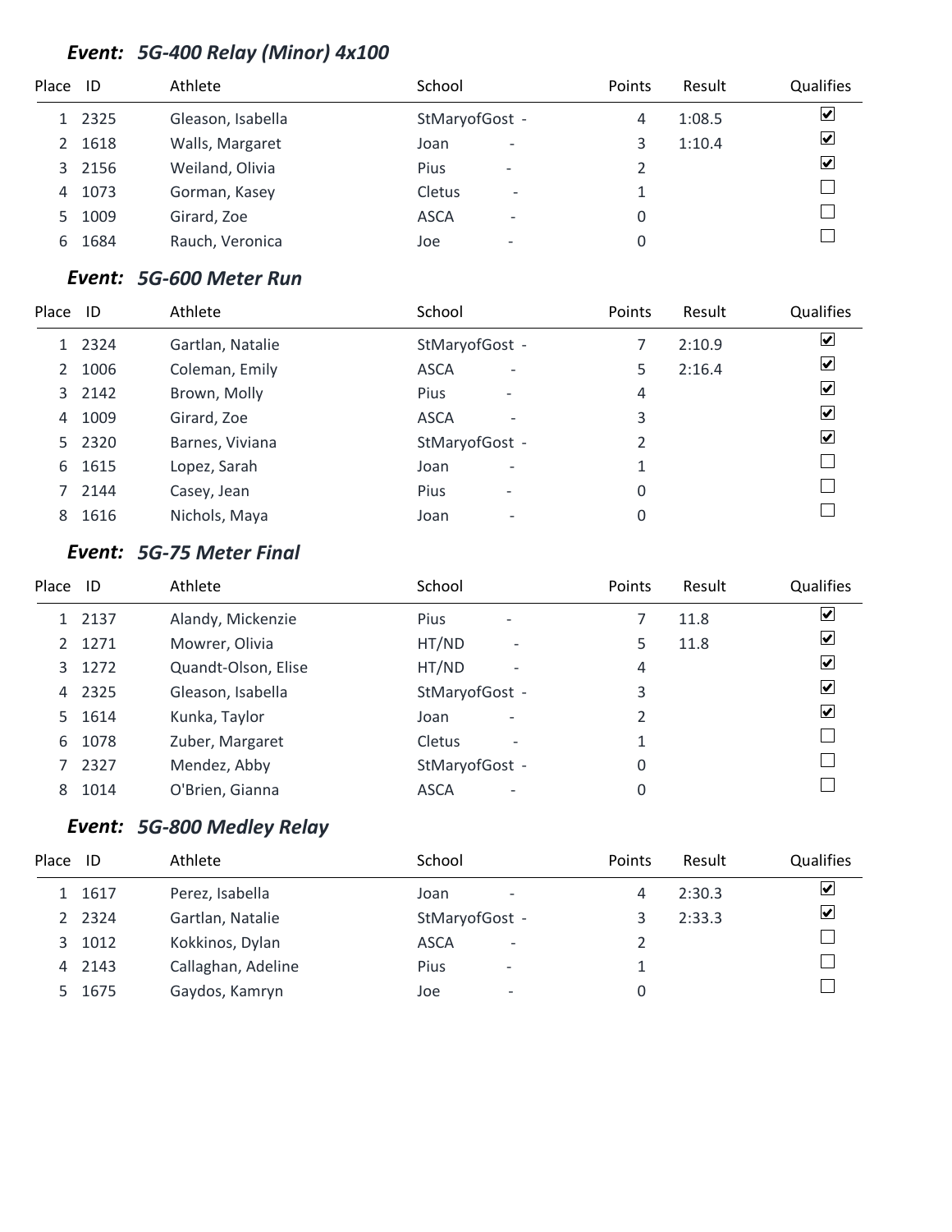### *Event: 5G-400 Relay (Minor) 4x100*

| Place | ID | Athlete | School | Points | Result | Qualifies |
|---|---|---|---|---|---|---|
| 1 | 2325 | Gleason, Isabella | StMaryofGost - | 4 | 1:08.5 | ☑ |
| 2 | 1618 | Walls, Margaret | Joan - | 3 | 1:10.4 | ☑ |
| 3 | 2156 | Weiland, Olivia | Pius - | 2 | | ☑ |
| 4 | 1073 | Gorman, Kasey | Cletus - | 1 | | ☐ |
| 5 | 1009 | Girard, Zoe | ASCA - | 0 | | ☐ |
| 6 | 1684 | Rauch, Veronica | Joe - | 0 | | ☐ |

### *Event: 5G-600 Meter Run*

| Place | ID | Athlete | School | Points | Result | Qualifies |
|---|---|---|---|---|---|---|
| 1 | 2324 | Gartlan, Natalie | StMaryofGost - | 7 | 2:10.9 | ☑ |
| 2 | 1006 | Coleman, Emily | ASCA - | 5 | 2:16.4 | ☑ |
| 3 | 2142 | Brown, Molly | Pius - | 4 | | ☑ |
| 4 | 1009 | Girard, Zoe | ASCA - | 3 | | ☑ |
| 5 | 2320 | Barnes, Viviana | StMaryofGost - | 2 | | ☑ |
| 6 | 1615 | Lopez, Sarah | Joan - | 1 | | ☐ |
| 7 | 2144 | Casey, Jean | Pius - | 0 | | ☐ |
| 8 | 1616 | Nichols, Maya | Joan - | 0 | | ☐ |

### *Event: 5G-75 Meter Final*

| Place | ID | Athlete | School | Points | Result | Qualifies |
|---|---|---|---|---|---|---|
| 1 | 2137 | Alandy, Mickenzie | Pius - | 7 | 11.8 | ☑ |
| 2 | 1271 | Mowrer, Olivia | HT/ND - | 5 | 11.8 | ☑ |
| 3 | 1272 | Quandt-Olson, Elise | HT/ND - | 4 | | ☑ |
| 4 | 2325 | Gleason, Isabella | StMaryofGost - | 3 | | ☑ |
| 5 | 1614 | Kunka, Taylor | Joan - | 2 | | ☑ |
| 6 | 1078 | Zuber, Margaret | Cletus - | 1 | | ☐ |
| 7 | 2327 | Mendez, Abby | StMaryofGost - | 0 | | ☐ |
| 8 | 1014 | O'Brien, Gianna | ASCA - | 0 | | ☐ |

### *Event: 5G-800 Medley Relay*

| Place | ID | Athlete | School | Points | Result | Qualifies |
|---|---|---|---|---|---|---|
| 1 | 1617 | Perez, Isabella | Joan - | 4 | 2:30.3 | ☑ |
| 2 | 2324 | Gartlan, Natalie | StMaryofGost - | 3 | 2:33.3 | ☑ |
| 3 | 1012 | Kokkinos, Dylan | ASCA - | 2 | | ☐ |
| 4 | 2143 | Callaghan, Adeline | Pius - | 1 | | ☐ |
| 5 | 1675 | Gaydos, Kamryn | Joe - | 0 | | ☐ |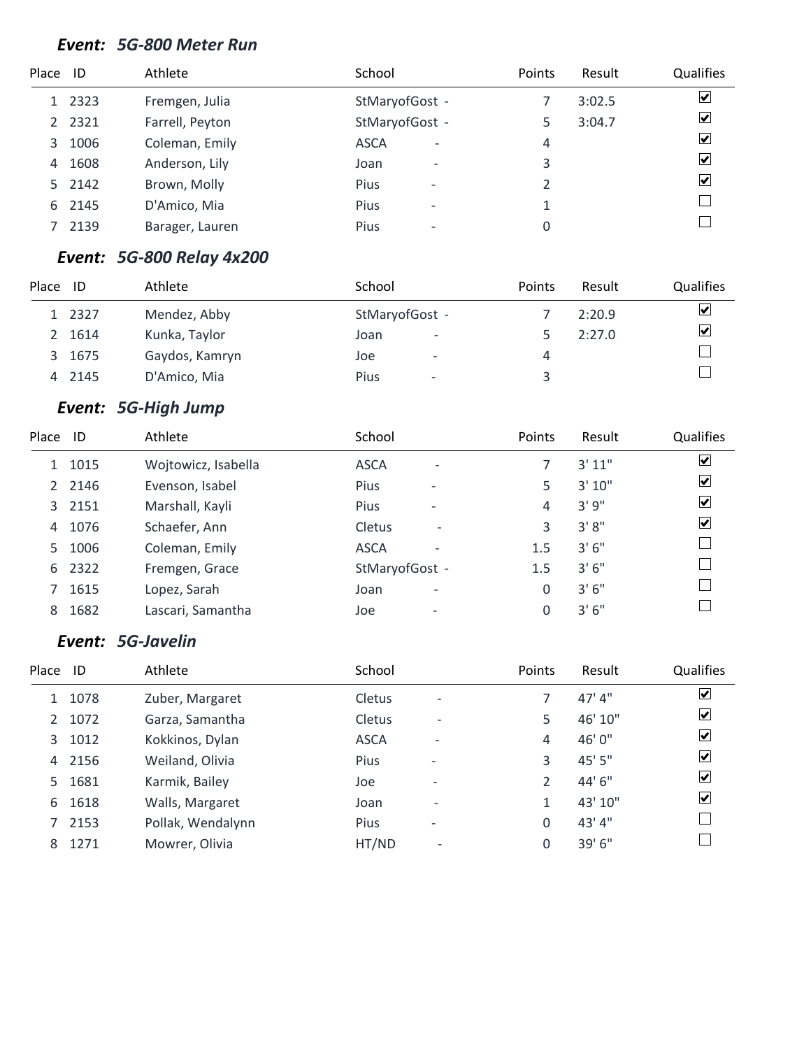### *Event: 5G-800 Meter Run*

| Place | ID | Athlete | School | Points | Result | Qualifies |
|---|---|---|---|---|---|---|
| 1 | 2323 | Fremgen, Julia | StMaryofGost - | 7 | 3:02.5 | ☑ |
| 2 | 2321 | Farrell, Peyton | StMaryofGost - | 5 | 3:04.7 | ☑ |
| 3 | 1006 | Coleman, Emily | ASCA - | 4 | | ☑ |
| 4 | 1608 | Anderson, Lily | Joan - | 3 | | ☑ |
| 5 | 2142 | Brown, Molly | Pius - | 2 | | ☑ |
| 6 | 2145 | D'Amico, Mia | Pius - | 1 | | ☐ |
| 7 | 2139 | Barager, Lauren | Pius - | 0 | | ☐ |

### *Event: 5G-800 Relay 4x200*

| Place | ID | Athlete | School | Points | Result | Qualifies |
|---|---|---|---|---|---|---|
| 1 | 2327 | Mendez, Abby | StMaryofGost - | 7 | 2:20.9 | ☑ |
| 2 | 1614 | Kunka, Taylor | Joan - | 5 | 2:27.0 | ☑ |
| 3 | 1675 | Gaydos, Kamryn | Joe - | 4 | | ☐ |
| 4 | 2145 | D'Amico, Mia | Pius - | 3 | | ☐ |

### *Event: 5G-High Jump*

| Place | ID | Athlete | School | Points | Result | Qualifies |
|---|---|---|---|---|---|---|
| 1 | 1015 | Wojtowicz, Isabella | ASCA - | 7 | 3' 11" | ☑ |
| 2 | 2146 | Evenson, Isabel | Pius - | 5 | 3' 10" | ☑ |
| 3 | 2151 | Marshall, Kayli | Pius - | 4 | 3' 9" | ☑ |
| 4 | 1076 | Schaefer, Ann | Cletus - | 3 | 3' 8" | ☑ |
| 5 | 1006 | Coleman, Emily | ASCA - | 1.5 | 3' 6" | ☐ |
| 6 | 2322 | Fremgen, Grace | StMaryofGost - | 1.5 | 3' 6" | ☐ |
| 7 | 1615 | Lopez, Sarah | Joan - | 0 | 3' 6" | ☐ |
| 8 | 1682 | Lascari, Samantha | Joe - | 0 | 3' 6" | ☐ |

### *Event: 5G-Javelin*

| Place | ID | Athlete | School | Points | Result | Qualifies |
|---|---|---|---|---|---|---|
| 1 | 1078 | Zuber, Margaret | Cletus - | 7 | 47' 4" | ☑ |
| 2 | 1072 | Garza, Samantha | Cletus - | 5 | 46' 10" | ☑ |
| 3 | 1012 | Kokkinos, Dylan | ASCA - | 4 | 46' 0" | ☑ |
| 4 | 2156 | Weiland, Olivia | Pius - | 3 | 45' 5" | ☑ |
| 5 | 1681 | Karmik, Bailey | Joe - | 2 | 44' 6" | ☑ |
| 6 | 1618 | Walls, Margaret | Joan - | 1 | 43' 10" | ☑ |
| 7 | 2153 | Pollak, Wendalynn | Pius - | 0 | 43' 4" | ☐ |
| 8 | 1271 | Mowrer, Olivia | HT/ND - | 0 | 39' 6" | ☐ |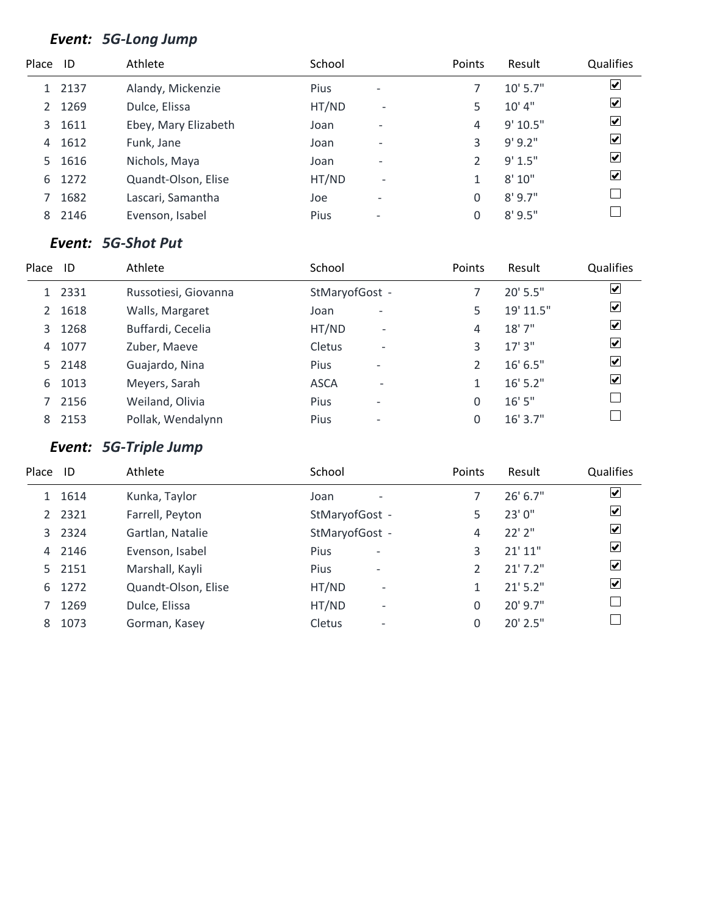### *Event: 5G-Long Jump*

| Place | ID | Athlete | School | | Points | Result | Qualifies |
|---|---|---|---|---|---|---|---|
| 1 | 2137 | Alandy, Mickenzie | Pius | - | 7 | 10' 5.7" | ☑ |
| 2 | 1269 | Dulce, Elissa | HT/ND | - | 5 | 10' 4" | ☑ |
| 3 | 1611 | Ebey, Mary Elizabeth | Joan | - | 4 | 9' 10.5" | ☑ |
| 4 | 1612 | Funk, Jane | Joan | - | 3 | 9' 9.2" | ☑ |
| 5 | 1616 | Nichols, Maya | Joan | - | 2 | 9' 1.5" | ☑ |
| 6 | 1272 | Quandt-Olson, Elise | HT/ND | - | 1 | 8' 10" | ☑ |
| 7 | 1682 | Lascari, Samantha | Joe | - | 0 | 8' 9.7" | ☐ |
| 8 | 2146 | Evenson, Isabel | Pius | - | 0 | 8' 9.5" | ☐ |

### *Event: 5G-Shot Put*

| Place | ID | Athlete | School | | Points | Result | Qualifies |
|---|---|---|---|---|---|---|---|
| 1 | 2331 | Russotiesi, Giovanna | StMaryofGost | - | 7 | 20' 5.5" | ☑ |
| 2 | 1618 | Walls, Margaret | Joan | - | 5 | 19' 11.5" | ☑ |
| 3 | 1268 | Buffardi, Cecelia | HT/ND | - | 4 | 18' 7" | ☑ |
| 4 | 1077 | Zuber, Maeve | Cletus | - | 3 | 17' 3" | ☑ |
| 5 | 2148 | Guajardo, Nina | Pius | - | 2 | 16' 6.5" | ☑ |
| 6 | 1013 | Meyers, Sarah | ASCA | - | 1 | 16' 5.2" | ☑ |
| 7 | 2156 | Weiland, Olivia | Pius | - | 0 | 16' 5" | ☐ |
| 8 | 2153 | Pollak, Wendalynn | Pius | - | 0 | 16' 3.7" | ☐ |

### *Event: 5G-Triple Jump*

| Place | ID | Athlete | School | | Points | Result | Qualifies |
|---|---|---|---|---|---|---|---|
| 1 | 1614 | Kunka, Taylor | Joan | - | 7 | 26' 6.7" | ☑ |
| 2 | 2321 | Farrell, Peyton | StMaryofGost | - | 5 | 23' 0" | ☑ |
| 3 | 2324 | Gartlan, Natalie | StMaryofGost | - | 4 | 22' 2" | ☑ |
| 4 | 2146 | Evenson, Isabel | Pius | - | 3 | 21' 11" | ☑ |
| 5 | 2151 | Marshall, Kayli | Pius | - | 2 | 21' 7.2" | ☑ |
| 6 | 1272 | Quandt-Olson, Elise | HT/ND | - | 1 | 21' 5.2" | ☑ |
| 7 | 1269 | Dulce, Elissa | HT/ND | - | 0 | 20' 9.7" | ☐ |
| 8 | 1073 | Gorman, Kasey | Cletus | - | 0 | 20' 2.5" | ☐ |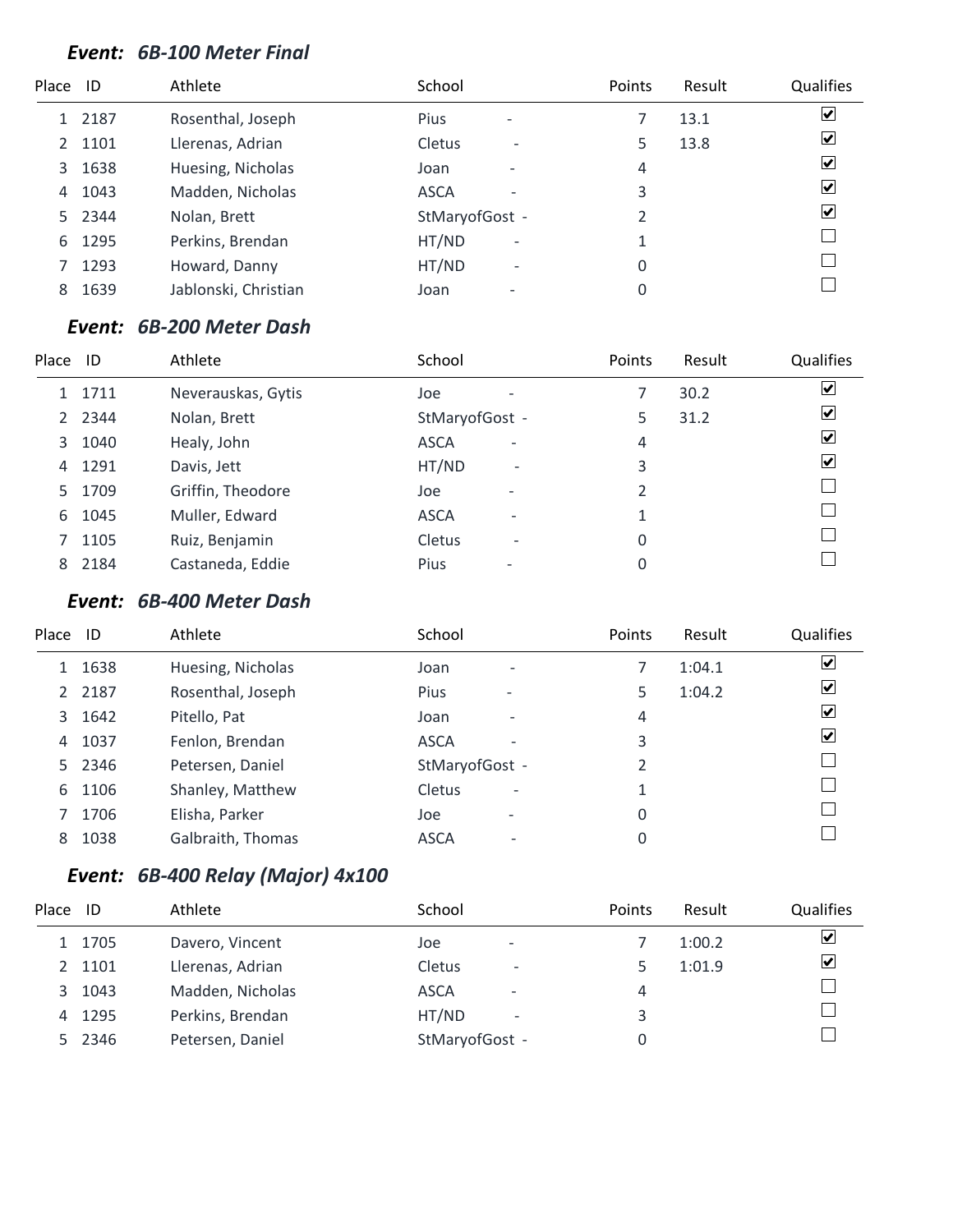### *Event: 6B-100 Meter Final*

| Place | ID | Athlete | School | Points | Result | Qualifies |
|---|---|---|---|---|---|---|
| 1 | 2187 | Rosenthal, Joseph | Pius - | 7 | 13.1 | ☑ |
| 2 | 1101 | Llerenas, Adrian | Cletus - | 5 | 13.8 | ☑ |
| 3 | 1638 | Huesing, Nicholas | Joan - | 4 | | ☑ |
| 4 | 1043 | Madden, Nicholas | ASCA - | 3 | | ☑ |
| 5 | 2344 | Nolan, Brett | StMaryofGost - | 2 | | ☑ |
| 6 | 1295 | Perkins, Brendan | HT/ND - | 1 | | ☐ |
| 7 | 1293 | Howard, Danny | HT/ND - | 0 | | ☐ |
| 8 | 1639 | Jablonski, Christian | Joan - | 0 | | ☐ |

### *Event: 6B-200 Meter Dash*

| Place | ID | Athlete | School | Points | Result | Qualifies |
|---|---|---|---|---|---|---|
| 1 | 1711 | Neverauskas, Gytis | Joe - | 7 | 30.2 | ☑ |
| 2 | 2344 | Nolan, Brett | StMaryofGost - | 5 | 31.2 | ☑ |
| 3 | 1040 | Healy, John | ASCA - | 4 | | ☑ |
| 4 | 1291 | Davis, Jett | HT/ND - | 3 | | ☑ |
| 5 | 1709 | Griffin, Theodore | Joe - | 2 | | ☐ |
| 6 | 1045 | Muller, Edward | ASCA - | 1 | | ☐ |
| 7 | 1105 | Ruiz, Benjamin | Cletus - | 0 | | ☐ |
| 8 | 2184 | Castaneda, Eddie | Pius - | 0 | | ☐ |

### *Event: 6B-400 Meter Dash*

| Place | ID | Athlete | School | Points | Result | Qualifies |
|---|---|---|---|---|---|---|
| 1 | 1638 | Huesing, Nicholas | Joan - | 7 | 1:04.1 | ☑ |
| 2 | 2187 | Rosenthal, Joseph | Pius - | 5 | 1:04.2 | ☑ |
| 3 | 1642 | Pitello, Pat | Joan - | 4 | | ☑ |
| 4 | 1037 | Fenlon, Brendan | ASCA - | 3 | | ☑ |
| 5 | 2346 | Petersen, Daniel | StMaryofGost - | 2 | | ☐ |
| 6 | 1106 | Shanley, Matthew | Cletus - | 1 | | ☐ |
| 7 | 1706 | Elisha, Parker | Joe - | 0 | | ☐ |
| 8 | 1038 | Galbraith, Thomas | ASCA - | 0 | | ☐ |

### *Event: 6B-400 Relay (Major) 4x100*

| Place | ID | Athlete | School | Points | Result | Qualifies |
|---|---|---|---|---|---|---|
| 1 | 1705 | Davero, Vincent | Joe - | 7 | 1:00.2 | ☑ |
| 2 | 1101 | Llerenas, Adrian | Cletus - | 5 | 1:01.9 | ☑ |
| 3 | 1043 | Madden, Nicholas | ASCA - | 4 | | ☐ |
| 4 | 1295 | Perkins, Brendan | HT/ND - | 3 | | ☐ |
| 5 | 2346 | Petersen, Daniel | StMaryofGost - | 0 | | ☐ |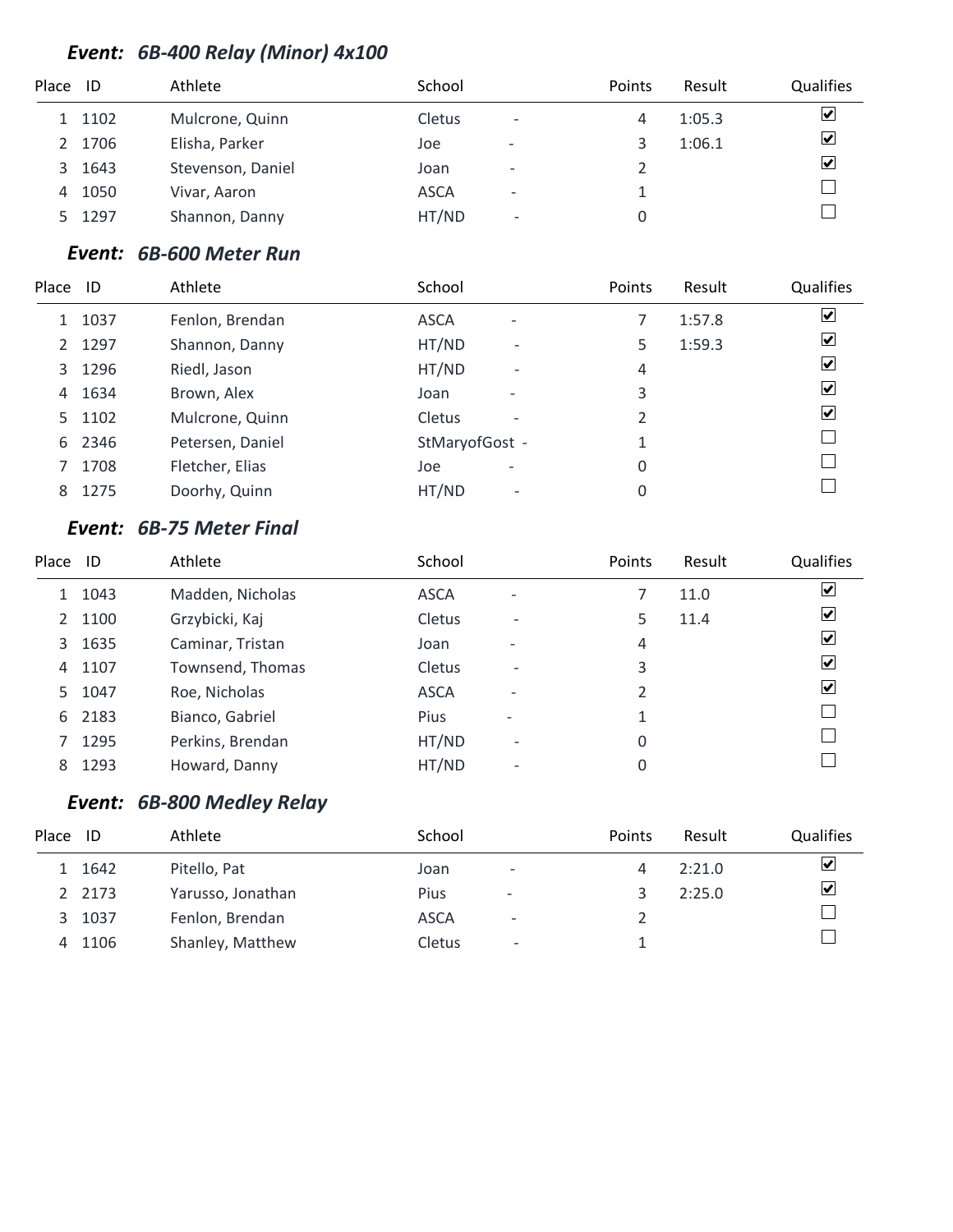### *Event: 6B-400 Relay (Minor) 4x100*

| Place | ID | Athlete | School | | Points | Result | Qualifies |
|---|---|---|---|---|---|---|---|
| 1 | 1102 | Mulcrone, Quinn | Cletus | - | 4 | 1:05.3 | ☑ |
| 2 | 1706 | Elisha, Parker | Joe | - | 3 | 1:06.1 | ☑ |
| 3 | 1643 | Stevenson, Daniel | Joan | - | 2 | | ☑ |
| 4 | 1050 | Vivar, Aaron | ASCA | - | 1 | | ☐ |
| 5 | 1297 | Shannon, Danny | HT/ND | - | 0 | | ☐ |

### *Event: 6B-600 Meter Run*

| Place | ID | Athlete | School | | Points | Result | Qualifies |
|---|---|---|---|---|---|---|---|
| 1 | 1037 | Fenlon, Brendan | ASCA | - | 7 | 1:57.8 | ☑ |
| 2 | 1297 | Shannon, Danny | HT/ND | - | 5 | 1:59.3 | ☑ |
| 3 | 1296 | Riedl, Jason | HT/ND | - | 4 | | ☑ |
| 4 | 1634 | Brown, Alex | Joan | - | 3 | | ☑ |
| 5 | 1102 | Mulcrone, Quinn | Cletus | - | 2 | | ☑ |
| 6 | 2346 | Petersen, Daniel | StMaryofGost | - | 1 | | ☐ |
| 7 | 1708 | Fletcher, Elias | Joe | - | 0 | | ☐ |
| 8 | 1275 | Doorhy, Quinn | HT/ND | - | 0 | | ☐ |

### *Event: 6B-75 Meter Final*

| Place | ID | Athlete | School | | Points | Result | Qualifies |
|---|---|---|---|---|---|---|---|
| 1 | 1043 | Madden, Nicholas | ASCA | - | 7 | 11.0 | ☑ |
| 2 | 1100 | Grzybicki, Kaj | Cletus | - | 5 | 11.4 | ☑ |
| 3 | 1635 | Caminar, Tristan | Joan | - | 4 | | ☑ |
| 4 | 1107 | Townsend, Thomas | Cletus | - | 3 | | ☑ |
| 5 | 1047 | Roe, Nicholas | ASCA | - | 2 | | ☑ |
| 6 | 2183 | Bianco, Gabriel | Pius | - | 1 | | ☐ |
| 7 | 1295 | Perkins, Brendan | HT/ND | - | 0 | | ☐ |
| 8 | 1293 | Howard, Danny | HT/ND | - | 0 | | ☐ |

### *Event: 6B-800 Medley Relay*

| Place | ID | Athlete | School | | Points | Result | Qualifies |
|---|---|---|---|---|---|---|---|
| 1 | 1642 | Pitello, Pat | Joan | - | 4 | 2:21.0 | ☑ |
| 2 | 2173 | Yarusso, Jonathan | Pius | - | 3 | 2:25.0 | ☑ |
| 3 | 1037 | Fenlon, Brendan | ASCA | - | 2 | | ☐ |
| 4 | 1106 | Shanley, Matthew | Cletus | - | 1 | | ☐ |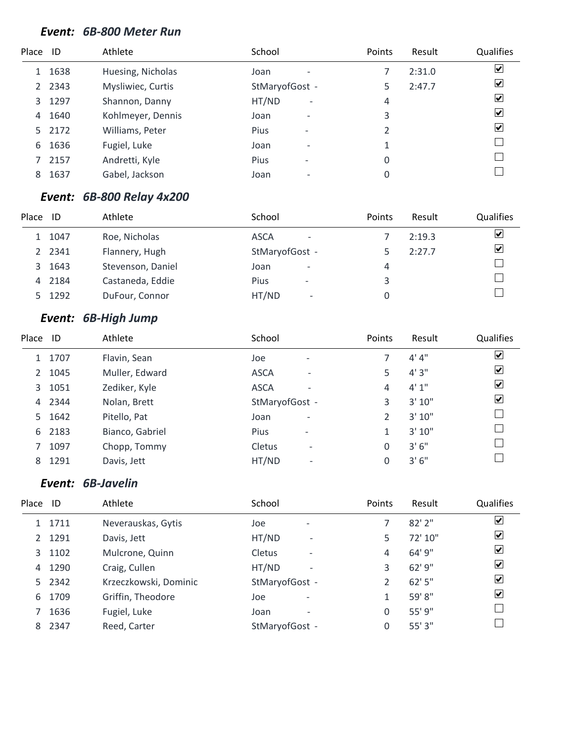### *Event: 6B-800 Meter Run*

| Place | ID | Athlete | School | Points | Result | Qualifies |
|---|---|---|---|---|---|---|
| 1 | 1638 | Huesing, Nicholas | Joan - | 7 | 2:31.0 | ☑ |
| 2 | 2343 | Mysliwiec, Curtis | StMaryofGost - | 5 | 2:47.7 | ☑ |
| 3 | 1297 | Shannon, Danny | HT/ND - | 4 | | ☑ |
| 4 | 1640 | Kohlmeyer, Dennis | Joan - | 3 | | ☑ |
| 5 | 2172 | Williams, Peter | Pius - | 2 | | ☑ |
| 6 | 1636 | Fugiel, Luke | Joan - | 1 | | ☐ |
| 7 | 2157 | Andretti, Kyle | Pius - | 0 | | ☐ |
| 8 | 1637 | Gabel, Jackson | Joan - | 0 | | ☐ |

### *Event: 6B-800 Relay 4x200*

| Place | ID | Athlete | School | Points | Result | Qualifies |
|---|---|---|---|---|---|---|
| 1 | 1047 | Roe, Nicholas | ASCA - | 7 | 2:19.3 | ☑ |
| 2 | 2341 | Flannery, Hugh | StMaryofGost - | 5 | 2:27.7 | ☑ |
| 3 | 1643 | Stevenson, Daniel | Joan - | 4 | | ☐ |
| 4 | 2184 | Castaneda, Eddie | Pius - | 3 | | ☐ |
| 5 | 1292 | DuFour, Connor | HT/ND - | 0 | | ☐ |

### *Event: 6B-High Jump*

| Place | ID | Athlete | School | Points | Result | Qualifies |
|---|---|---|---|---|---|---|
| 1 | 1707 | Flavin, Sean | Joe - | 7 | 4' 4" | ☑ |
| 2 | 1045 | Muller, Edward | ASCA - | 5 | 4' 3" | ☑ |
| 3 | 1051 | Zediker, Kyle | ASCA - | 4 | 4' 1" | ☑ |
| 4 | 2344 | Nolan, Brett | StMaryofGost - | 3 | 3' 10" | ☑ |
| 5 | 1642 | Pitello, Pat | Joan - | 2 | 3' 10" | ☐ |
| 6 | 2183 | Bianco, Gabriel | Pius - | 1 | 3' 10" | ☐ |
| 7 | 1097 | Chopp, Tommy | Cletus - | 0 | 3' 6" | ☐ |
| 8 | 1291 | Davis, Jett | HT/ND - | 0 | 3' 6" | ☐ |

### *Event: 6B-Javelin*

| Place | ID | Athlete | School | Points | Result | Qualifies |
|---|---|---|---|---|---|---|
| 1 | 1711 | Neverauskas, Gytis | Joe - | 7 | 82' 2" | ☑ |
| 2 | 1291 | Davis, Jett | HT/ND - | 5 | 72' 10" | ☑ |
| 3 | 1102 | Mulcrone, Quinn | Cletus - | 4 | 64' 9" | ☑ |
| 4 | 1290 | Craig, Cullen | HT/ND - | 3 | 62' 9" | ☑ |
| 5 | 2342 | Krzeczkowski, Dominic | StMaryofGost - | 2 | 62' 5" | ☑ |
| 6 | 1709 | Griffin, Theodore | Joe - | 1 | 59' 8" | ☑ |
| 7 | 1636 | Fugiel, Luke | Joan - | 0 | 55' 9" | ☐ |
| 8 | 2347 | Reed, Carter | StMaryofGost - | 0 | 55' 3" | ☐ |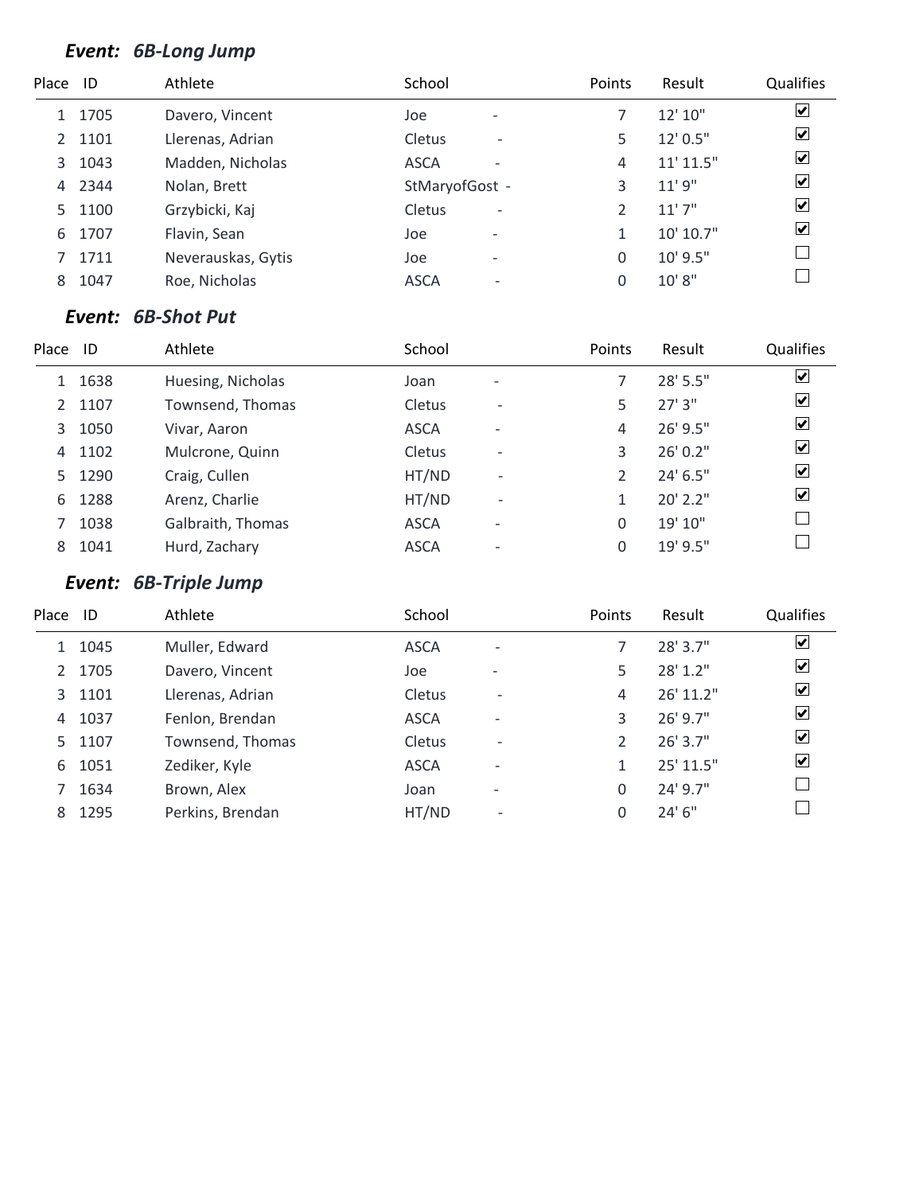### *Event: 6B-Long Jump*

| Place | ID | Athlete | School | Points | Result | Qualifies |
|---|---|---|---|---|---|---|
| 1 | 1705 | Davero, Vincent | Joe - | 7 | 12' 10" | ☑ |
| 2 | 1101 | Llerenas, Adrian | Cletus - | 5 | 12' 0.5" | ☑ |
| 3 | 1043 | Madden, Nicholas | ASCA - | 4 | 11' 11.5" | ☑ |
| 4 | 2344 | Nolan, Brett | StMaryofGost - | 3 | 11' 9" | ☑ |
| 5 | 1100 | Grzybicki, Kaj | Cletus - | 2 | 11' 7" | ☑ |
| 6 | 1707 | Flavin, Sean | Joe - | 1 | 10' 10.7" | ☑ |
| 7 | 1711 | Neverauskas, Gytis | Joe - | 0 | 10' 9.5" | ☐ |
| 8 | 1047 | Roe, Nicholas | ASCA - | 0 | 10' 8" | ☐ |

### *Event: 6B-Shot Put*

| Place | ID | Athlete | School | Points | Result | Qualifies |
|---|---|---|---|---|---|---|
| 1 | 1638 | Huesing, Nicholas | Joan - | 7 | 28' 5.5" | ☑ |
| 2 | 1107 | Townsend, Thomas | Cletus - | 5 | 27' 3" | ☑ |
| 3 | 1050 | Vivar, Aaron | ASCA - | 4 | 26' 9.5" | ☑ |
| 4 | 1102 | Mulcrone, Quinn | Cletus - | 3 | 26' 0.2" | ☑ |
| 5 | 1290 | Craig, Cullen | HT/ND - | 2 | 24' 6.5" | ☑ |
| 6 | 1288 | Arenz, Charlie | HT/ND - | 1 | 20' 2.2" | ☑ |
| 7 | 1038 | Galbraith, Thomas | ASCA - | 0 | 19' 10" | ☐ |
| 8 | 1041 | Hurd, Zachary | ASCA - | 0 | 19' 9.5" | ☐ |

### *Event: 6B-Triple Jump*

| Place | ID | Athlete | School | Points | Result | Qualifies |
|---|---|---|---|---|---|---|
| 1 | 1045 | Muller, Edward | ASCA - | 7 | 28' 3.7" | ☑ |
| 2 | 1705 | Davero, Vincent | Joe - | 5 | 28' 1.2" | ☑ |
| 3 | 1101 | Llerenas, Adrian | Cletus - | 4 | 26' 11.2" | ☑ |
| 4 | 1037 | Fenlon, Brendan | ASCA - | 3 | 26' 9.7" | ☑ |
| 5 | 1107 | Townsend, Thomas | Cletus - | 2 | 26' 3.7" | ☑ |
| 6 | 1051 | Zediker, Kyle | ASCA - | 1 | 25' 11.5" | ☑ |
| 7 | 1634 | Brown, Alex | Joan - | 0 | 24' 9.7" | ☐ |
| 8 | 1295 | Perkins, Brendan | HT/ND - | 0 | 24' 6" | ☐ |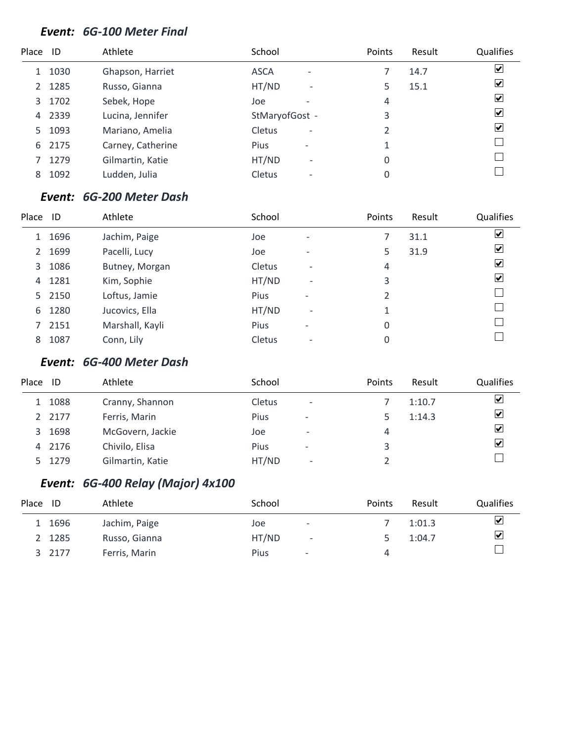### *Event: 6G-100 Meter Final*

| Place | ID | Athlete | School | Points | Result | Qualifies |
|---|---|---|---|---|---|---|
| 1 | 1030 | Ghapson, Harriet | ASCA - | 7 | 14.7 | ☑ |
| 2 | 1285 | Russo, Gianna | HT/ND - | 5 | 15.1 | ☑ |
| 3 | 1702 | Sebek, Hope | Joe - | 4 | | ☑ |
| 4 | 2339 | Lucina, Jennifer | StMaryofGost - | 3 | | ☑ |
| 5 | 1093 | Mariano, Amelia | Cletus - | 2 | | ☑ |
| 6 | 2175 | Carney, Catherine | Pius - | 1 | | ☐ |
| 7 | 1279 | Gilmartin, Katie | HT/ND - | 0 | | ☐ |
| 8 | 1092 | Ludden, Julia | Cletus - | 0 | | ☐ |

### *Event: 6G-200 Meter Dash*

| Place | ID | Athlete | School | Points | Result | Qualifies |
|---|---|---|---|---|---|---|
| 1 | 1696 | Jachim, Paige | Joe - | 7 | 31.1 | ☑ |
| 2 | 1699 | Pacelli, Lucy | Joe - | 5 | 31.9 | ☑ |
| 3 | 1086 | Butney, Morgan | Cletus - | 4 | | ☑ |
| 4 | 1281 | Kim, Sophie | HT/ND - | 3 | | ☑ |
| 5 | 2150 | Loftus, Jamie | Pius - | 2 | | ☐ |
| 6 | 1280 | Jucovics, Ella | HT/ND - | 1 | | ☐ |
| 7 | 2151 | Marshall, Kayli | Pius - | 0 | | ☐ |
| 8 | 1087 | Conn, Lily | Cletus - | 0 | | ☐ |

### *Event: 6G-400 Meter Dash*

| Place | ID | Athlete | School | Points | Result | Qualifies |
|---|---|---|---|---|---|---|
| 1 | 1088 | Cranny, Shannon | Cletus - | 7 | 1:10.7 | ☑ |
| 2 | 2177 | Ferris, Marin | Pius - | 5 | 1:14.3 | ☑ |
| 3 | 1698 | McGovern, Jackie | Joe - | 4 | | ☑ |
| 4 | 2176 | Chivilo, Elisa | Pius - | 3 | | ☑ |
| 5 | 1279 | Gilmartin, Katie | HT/ND - | 2 | | ☐ |

### *Event: 6G-400 Relay (Major) 4x100*

| Place | ID | Athlete | School | Points | Result | Qualifies |
|---|---|---|---|---|---|---|
| 1 | 1696 | Jachim, Paige | Joe - | 7 | 1:01.3 | ☑ |
| 2 | 1285 | Russo, Gianna | HT/ND - | 5 | 1:04.7 | ☑ |
| 3 | 2177 | Ferris, Marin | Pius - | 4 | | ☐ |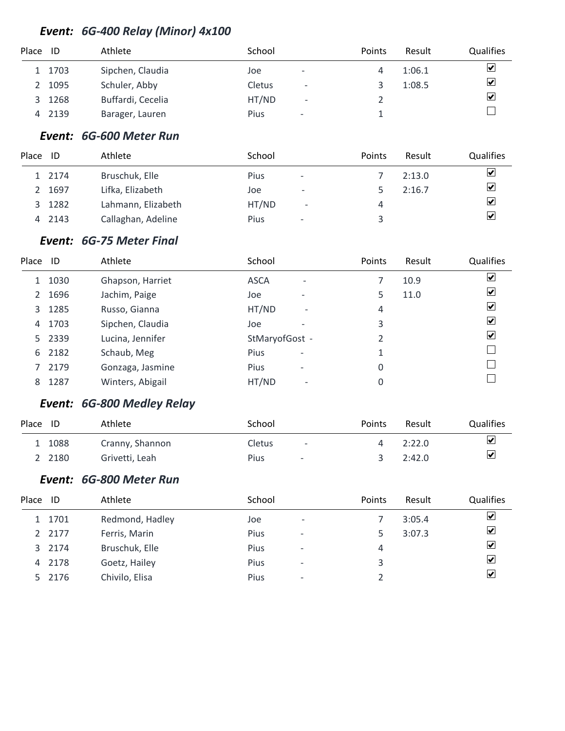### *Event: 6G-400 Relay (Minor) 4x100*

| Place | ID | Athlete | School | | Points | Result | Qualifies |
|---|---|---|---|---|---|---|---|
| 1 | 1703 | Sipchen, Claudia | Joe | - | 4 | 1:06.1 | ☑ |
| 2 | 1095 | Schuler, Abby | Cletus | - | 3 | 1:08.5 | ☑ |
| 3 | 1268 | Buffardi, Cecelia | HT/ND | - | 2 | | ☑ |
| 4 | 2139 | Barager, Lauren | Pius | - | 1 | | ☐ |

### *Event: 6G-600 Meter Run*

| Place | ID | Athlete | School | | Points | Result | Qualifies |
|---|---|---|---|---|---|---|---|
| 1 | 2174 | Bruschuk, Elle | Pius | - | 7 | 2:13.0 | ☑ |
| 2 | 1697 | Lifka, Elizabeth | Joe | - | 5 | 2:16.7 | ☑ |
| 3 | 1282 | Lahmann, Elizabeth | HT/ND | - | 4 | | ☑ |
| 4 | 2143 | Callaghan, Adeline | Pius | - | 3 | | ☑ |

### *Event: 6G-75 Meter Final*

| Place | ID | Athlete | School | | Points | Result | Qualifies |
|---|---|---|---|---|---|---|---|
| 1 | 1030 | Ghapson, Harriet | ASCA | - | 7 | 10.9 | ☑ |
| 2 | 1696 | Jachim, Paige | Joe | - | 5 | 11.0 | ☑ |
| 3 | 1285 | Russo, Gianna | HT/ND | - | 4 | | ☑ |
| 4 | 1703 | Sipchen, Claudia | Joe | - | 3 | | ☑ |
| 5 | 2339 | Lucina, Jennifer | StMaryofGost | - | 2 | | ☑ |
| 6 | 2182 | Schaub, Meg | Pius | - | 1 | | ☐ |
| 7 | 2179 | Gonzaga, Jasmine | Pius | - | 0 | | ☐ |
| 8 | 1287 | Winters, Abigail | HT/ND | - | 0 | | ☐ |

### *Event: 6G-800 Medley Relay*

| Place | ID | Athlete | School | | Points | Result | Qualifies |
|---|---|---|---|---|---|---|---|
| 1 | 1088 | Cranny, Shannon | Cletus | - | 4 | 2:22.0 | ☑ |
| 2 | 2180 | Grivetti, Leah | Pius | - | 3 | 2:42.0 | ☑ |

### *Event: 6G-800 Meter Run*

| Place | ID | Athlete | School | | Points | Result | Qualifies |
|---|---|---|---|---|---|---|---|
| 1 | 1701 | Redmond, Hadley | Joe | - | 7 | 3:05.4 | ☑ |
| 2 | 2177 | Ferris, Marin | Pius | - | 5 | 3:07.3 | ☑ |
| 3 | 2174 | Bruschuk, Elle | Pius | - | 4 | | ☑ |
| 4 | 2178 | Goetz, Hailey | Pius | - | 3 | | ☑ |
| 5 | 2176 | Chivilo, Elisa | Pius | - | 2 | | ☑ |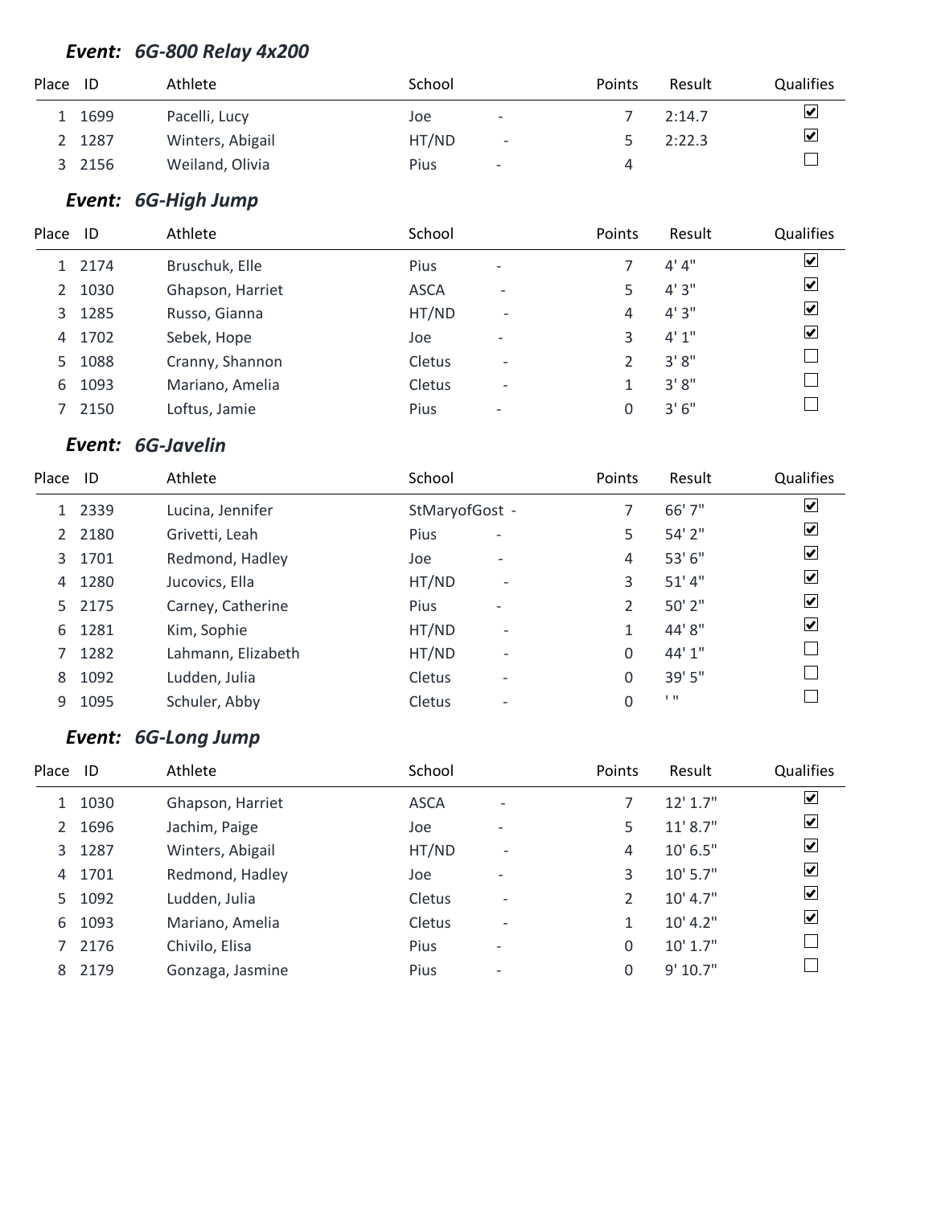### *Event: 6G-800 Relay 4x200*

| Place | ID | Athlete | School | | Points | Result | Qualifies |
|---|---|---|---|---|---|---|---|
| 1 | 1699 | Pacelli, Lucy | Joe | - | 7 | 2:14.7 | ☑ |
| 2 | 1287 | Winters, Abigail | HT/ND | - | 5 | 2:22.3 | ☑ |
| 3 | 2156 | Weiland, Olivia | Pius | - | 4 | | ☐ |

### *Event: 6G-High Jump*

| Place | ID | Athlete | School | | Points | Result | Qualifies |
|---|---|---|---|---|---|---|---|
| 1 | 2174 | Bruschuk, Elle | Pius | - | 7 | 4' 4" | ☑ |
| 2 | 1030 | Ghapson, Harriet | ASCA | - | 5 | 4' 3" | ☑ |
| 3 | 1285 | Russo, Gianna | HT/ND | - | 4 | 4' 3" | ☑ |
| 4 | 1702 | Sebek, Hope | Joe | - | 3 | 4' 1" | ☑ |
| 5 | 1088 | Cranny, Shannon | Cletus | - | 2 | 3' 8" | ☐ |
| 6 | 1093 | Mariano, Amelia | Cletus | - | 1 | 3' 8" | ☐ |
| 7 | 2150 | Loftus, Jamie | Pius | - | 0 | 3' 6" | ☐ |

### *Event: 6G-Javelin*

| Place | ID | Athlete | School | | Points | Result | Qualifies |
|---|---|---|---|---|---|---|---|
| 1 | 2339 | Lucina, Jennifer | StMaryofGost | - | 7 | 66' 7" | ☑ |
| 2 | 2180 | Grivetti, Leah | Pius | - | 5 | 54' 2" | ☑ |
| 3 | 1701 | Redmond, Hadley | Joe | - | 4 | 53' 6" | ☑ |
| 4 | 1280 | Jucovics, Ella | HT/ND | - | 3 | 51' 4" | ☑ |
| 5 | 2175 | Carney, Catherine | Pius | - | 2 | 50' 2" | ☑ |
| 6 | 1281 | Kim, Sophie | HT/ND | - | 1 | 44' 8" | ☑ |
| 7 | 1282 | Lahmann, Elizabeth | HT/ND | - | 0 | 44' 1" | ☐ |
| 8 | 1092 | Ludden, Julia | Cletus | - | 0 | 39' 5" | ☐ |
| 9 | 1095 | Schuler, Abby | Cletus | - | 0 | ' " | ☐ |

### *Event: 6G-Long Jump*

| Place | ID | Athlete | School | | Points | Result | Qualifies |
|---|---|---|---|---|---|---|---|
| 1 | 1030 | Ghapson, Harriet | ASCA | - | 7 | 12' 1.7" | ☑ |
| 2 | 1696 | Jachim, Paige | Joe | - | 5 | 11' 8.7" | ☑ |
| 3 | 1287 | Winters, Abigail | HT/ND | - | 4 | 10' 6.5" | ☑ |
| 4 | 1701 | Redmond, Hadley | Joe | - | 3 | 10' 5.7" | ☑ |
| 5 | 1092 | Ludden, Julia | Cletus | - | 2 | 10' 4.7" | ☑ |
| 6 | 1093 | Mariano, Amelia | Cletus | - | 1 | 10' 4.2" | ☑ |
| 7 | 2176 | Chivilo, Elisa | Pius | - | 0 | 10' 1.7" | ☐ |
| 8 | 2179 | Gonzaga, Jasmine | Pius | - | 0 | 9' 10.7" | ☐ |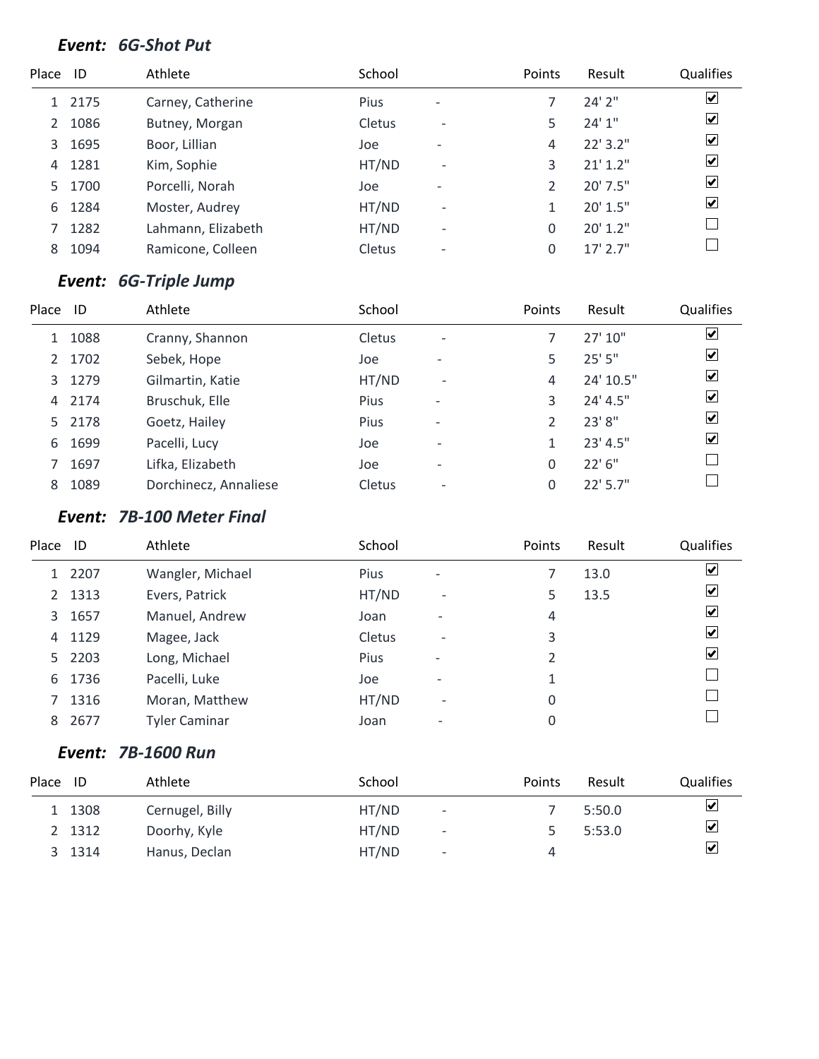### *Event: 6G-Shot Put*

| Place | ID | Athlete | School | | Points | Result | Qualifies |
|---|---|---|---|---|---|---|---|
| 1 | 2175 | Carney, Catherine | Pius | - | 7 | 24' 2" | ☑ |
| 2 | 1086 | Butney, Morgan | Cletus | - | 5 | 24' 1" | ☑ |
| 3 | 1695 | Boor, Lillian | Joe | - | 4 | 22' 3.2" | ☑ |
| 4 | 1281 | Kim, Sophie | HT/ND | - | 3 | 21' 1.2" | ☑ |
| 5 | 1700 | Porcelli, Norah | Joe | - | 2 | 20' 7.5" | ☑ |
| 6 | 1284 | Moster, Audrey | HT/ND | - | 1 | 20' 1.5" | ☑ |
| 7 | 1282 | Lahmann, Elizabeth | HT/ND | - | 0 | 20' 1.2" | ☐ |
| 8 | 1094 | Ramicone, Colleen | Cletus | - | 0 | 17' 2.7" | ☐ |

### *Event: 6G-Triple Jump*

| Place | ID | Athlete | School | | Points | Result | Qualifies |
|---|---|---|---|---|---|---|---|
| 1 | 1088 | Cranny, Shannon | Cletus | - | 7 | 27' 10" | ☑ |
| 2 | 1702 | Sebek, Hope | Joe | - | 5 | 25' 5" | ☑ |
| 3 | 1279 | Gilmartin, Katie | HT/ND | - | 4 | 24' 10.5" | ☑ |
| 4 | 2174 | Bruschuk, Elle | Pius | - | 3 | 24' 4.5" | ☑ |
| 5 | 2178 | Goetz, Hailey | Pius | - | 2 | 23' 8" | ☑ |
| 6 | 1699 | Pacelli, Lucy | Joe | - | 1 | 23' 4.5" | ☑ |
| 7 | 1697 | Lifka, Elizabeth | Joe | - | 0 | 22' 6" | ☐ |
| 8 | 1089 | Dorchinecz, Annaliese | Cletus | - | 0 | 22' 5.7" | ☐ |

### *Event: 7B-100 Meter Final*

| Place | ID | Athlete | School | | Points | Result | Qualifies |
|---|---|---|---|---|---|---|---|
| 1 | 2207 | Wangler, Michael | Pius | - | 7 | 13.0 | ☑ |
| 2 | 1313 | Evers, Patrick | HT/ND | - | 5 | 13.5 | ☑ |
| 3 | 1657 | Manuel, Andrew | Joan | - | 4 | | ☑ |
| 4 | 1129 | Magee, Jack | Cletus | - | 3 | | ☑ |
| 5 | 2203 | Long, Michael | Pius | - | 2 | | ☑ |
| 6 | 1736 | Pacelli, Luke | Joe | - | 1 | | ☐ |
| 7 | 1316 | Moran, Matthew | HT/ND | - | 0 | | ☐ |
| 8 | 2677 | Tyler Caminar | Joan | - | 0 | | ☐ |

### *Event: 7B-1600 Run*

| Place | ID | Athlete | School | | Points | Result | Qualifies |
|---|---|---|---|---|---|---|---|
| 1 | 1308 | Cernugel, Billy | HT/ND | - | 7 | 5:50.0 | ☑ |
| 2 | 1312 | Doorhy, Kyle | HT/ND | - | 5 | 5:53.0 | ☑ |
| 3 | 1314 | Hanus, Declan | HT/ND | - | 4 | | ☑ |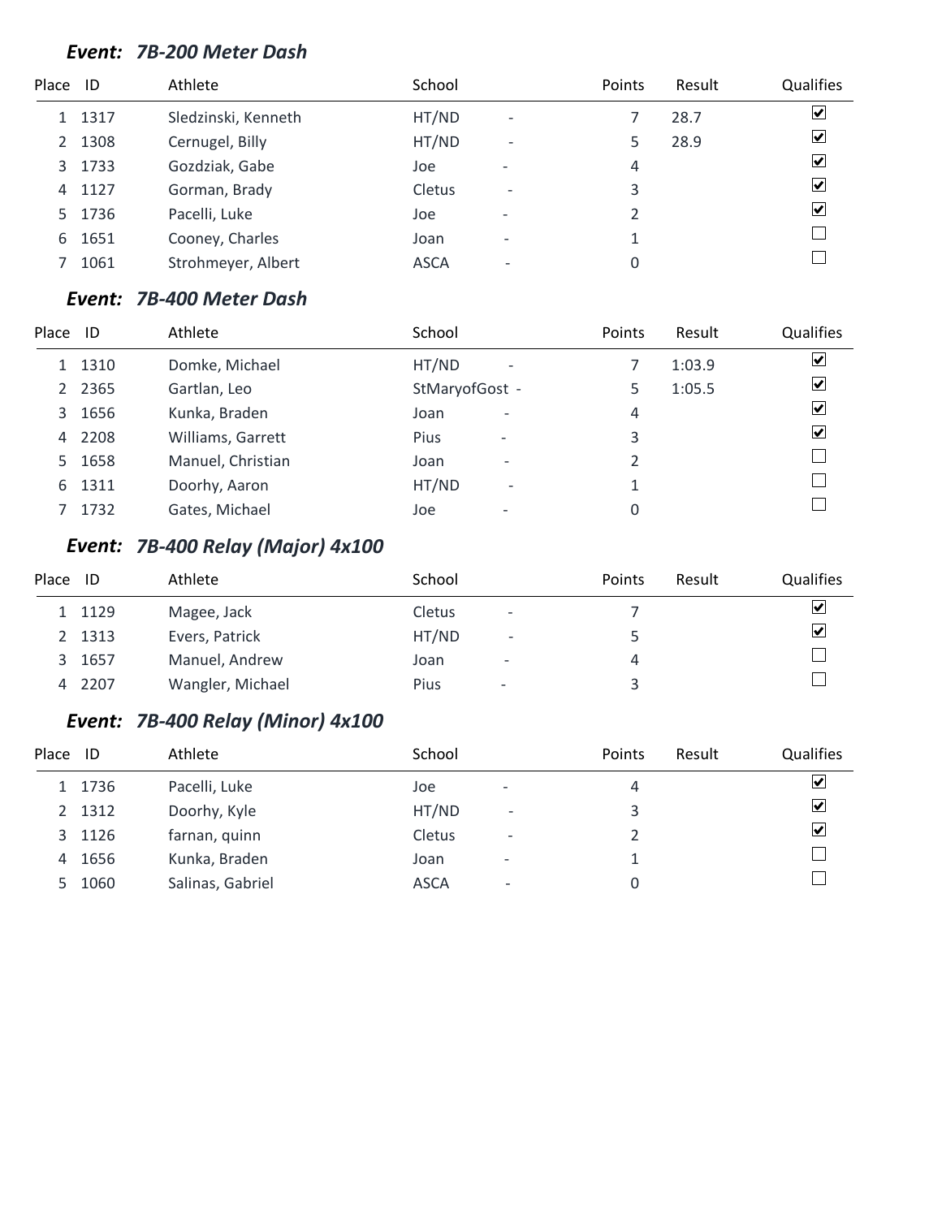### ***Event: 7B-200 Meter Dash***

| Place | ID | Athlete | School | | Points | Result | Qualifies |
|---|---|---|---|---|---|---|---|
| 1 | 1317 | Sledzinski, Kenneth | HT/ND | - | 7 | 28.7 | ☑ |
| 2 | 1308 | Cernugel, Billy | HT/ND | - | 5 | 28.9 | ☑ |
| 3 | 1733 | Gozdziak, Gabe | Joe | - | 4 | | ☑ |
| 4 | 1127 | Gorman, Brady | Cletus | - | 3 | | ☑ |
| 5 | 1736 | Pacelli, Luke | Joe | - | 2 | | ☑ |
| 6 | 1651 | Cooney, Charles | Joan | - | 1 | | ☐ |
| 7 | 1061 | Strohmeyer, Albert | ASCA | - | 0 | | ☐ |

### ***Event: 7B-400 Meter Dash***

| Place | ID | Athlete | School | | Points | Result | Qualifies |
|---|---|---|---|---|---|---|---|
| 1 | 1310 | Domke, Michael | HT/ND | - | 7 | 1:03.9 | ☑ |
| 2 | 2365 | Gartlan, Leo | StMaryofGost | - | 5 | 1:05.5 | ☑ |
| 3 | 1656 | Kunka, Braden | Joan | - | 4 | | ☑ |
| 4 | 2208 | Williams, Garrett | Pius | - | 3 | | ☑ |
| 5 | 1658 | Manuel, Christian | Joan | - | 2 | | ☐ |
| 6 | 1311 | Doorhy, Aaron | HT/ND | - | 1 | | ☐ |
| 7 | 1732 | Gates, Michael | Joe | - | 0 | | ☐ |

### ***Event: 7B-400 Relay (Major) 4x100***

| Place | ID | Athlete | School | | Points | Result | Qualifies |
|---|---|---|---|---|---|---|---|
| 1 | 1129 | Magee, Jack | Cletus | - | 7 | | ☑ |
| 2 | 1313 | Evers, Patrick | HT/ND | - | 5 | | ☑ |
| 3 | 1657 | Manuel, Andrew | Joan | - | 4 | | ☐ |
| 4 | 2207 | Wangler, Michael | Pius | - | 3 | | ☐ |

### ***Event: 7B-400 Relay (Minor) 4x100***

| Place | ID | Athlete | School | | Points | Result | Qualifies |
|---|---|---|---|---|---|---|---|
| 1 | 1736 | Pacelli, Luke | Joe | - | 4 | | ☑ |
| 2 | 1312 | Doorhy, Kyle | HT/ND | - | 3 | | ☑ |
| 3 | 1126 | farnan, quinn | Cletus | - | 2 | | ☑ |
| 4 | 1656 | Kunka, Braden | Joan | - | 1 | | ☐ |
| 5 | 1060 | Salinas, Gabriel | ASCA | - | 0 | | ☐ |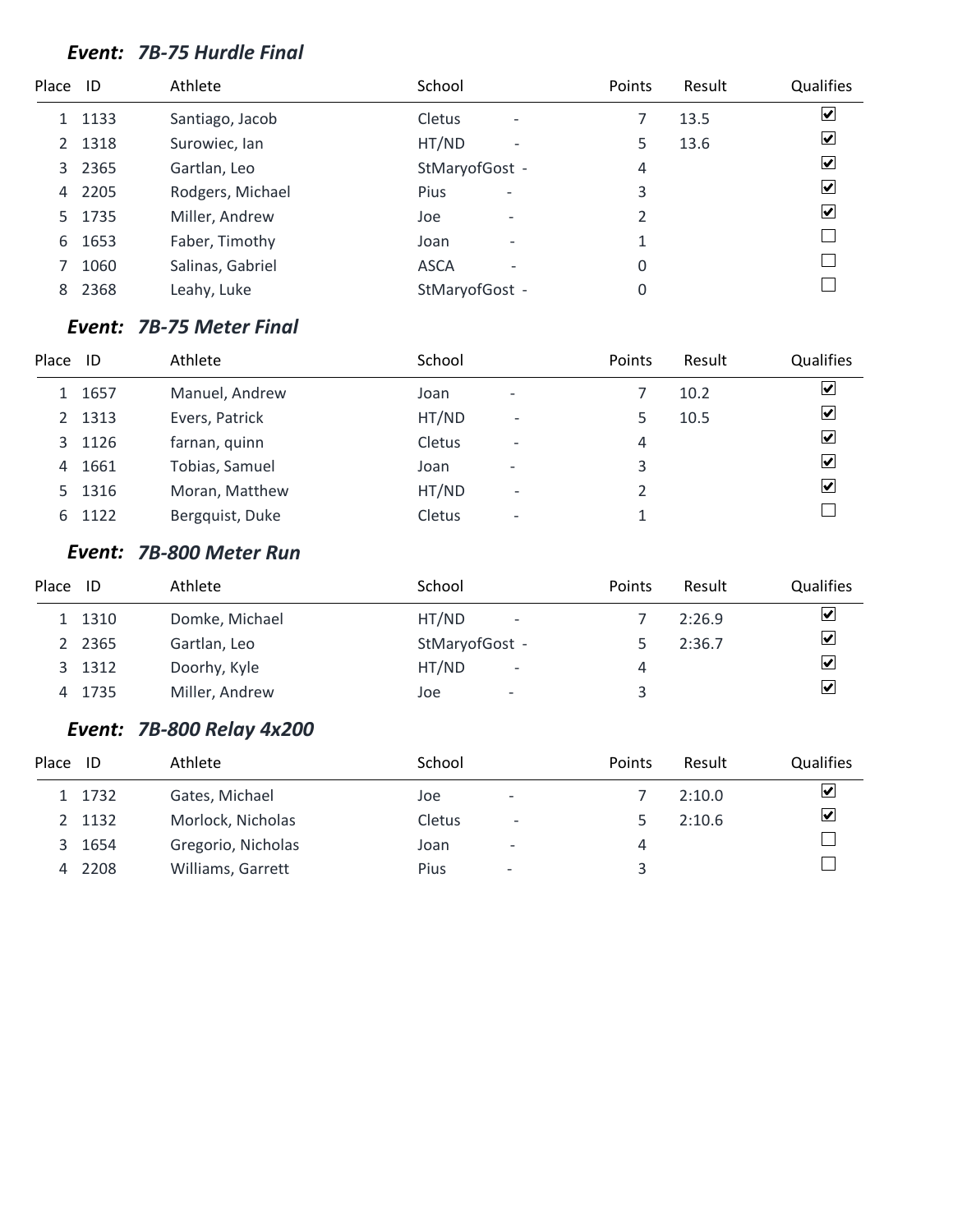### *Event: 7B-75 Hurdle Final*

| Place | ID | Athlete | School | Points | Result | Qualifies |
|---|---|---|---|---|---|---|
| 1 | 1133 | Santiago, Jacob | Cletus - | 7 | 13.5 | ☑ |
| 2 | 1318 | Surowiec, Ian | HT/ND - | 5 | 13.6 | ☑ |
| 3 | 2365 | Gartlan, Leo | StMaryofGost - | 4 | | ☑ |
| 4 | 2205 | Rodgers, Michael | Pius - | 3 | | ☑ |
| 5 | 1735 | Miller, Andrew | Joe - | 2 | | ☑ |
| 6 | 1653 | Faber, Timothy | Joan - | 1 | | ☐ |
| 7 | 1060 | Salinas, Gabriel | ASCA - | 0 | | ☐ |
| 8 | 2368 | Leahy, Luke | StMaryofGost - | 0 | | ☐ |

### *Event: 7B-75 Meter Final*

| Place | ID | Athlete | School | Points | Result | Qualifies |
|---|---|---|---|---|---|---|
| 1 | 1657 | Manuel, Andrew | Joan - | 7 | 10.2 | ☑ |
| 2 | 1313 | Evers, Patrick | HT/ND - | 5 | 10.5 | ☑ |
| 3 | 1126 | farnan, quinn | Cletus - | 4 | | ☑ |
| 4 | 1661 | Tobias, Samuel | Joan - | 3 | | ☑ |
| 5 | 1316 | Moran, Matthew | HT/ND - | 2 | | ☑ |
| 6 | 1122 | Bergquist, Duke | Cletus - | 1 | | ☐ |

### *Event: 7B-800 Meter Run*

| Place | ID | Athlete | School | Points | Result | Qualifies |
|---|---|---|---|---|---|---|
| 1 | 1310 | Domke, Michael | HT/ND - | 7 | 2:26.9 | ☑ |
| 2 | 2365 | Gartlan, Leo | StMaryofGost - | 5 | 2:36.7 | ☑ |
| 3 | 1312 | Doorhy, Kyle | HT/ND - | 4 | | ☑ |
| 4 | 1735 | Miller, Andrew | Joe - | 3 | | ☑ |

### *Event: 7B-800 Relay 4x200*

| Place | ID | Athlete | School | Points | Result | Qualifies |
|---|---|---|---|---|---|---|
| 1 | 1732 | Gates, Michael | Joe - | 7 | 2:10.0 | ☑ |
| 2 | 1132 | Morlock, Nicholas | Cletus - | 5 | 2:10.6 | ☑ |
| 3 | 1654 | Gregorio, Nicholas | Joan - | 4 | | ☐ |
| 4 | 2208 | Williams, Garrett | Pius - | 3 | | ☐ |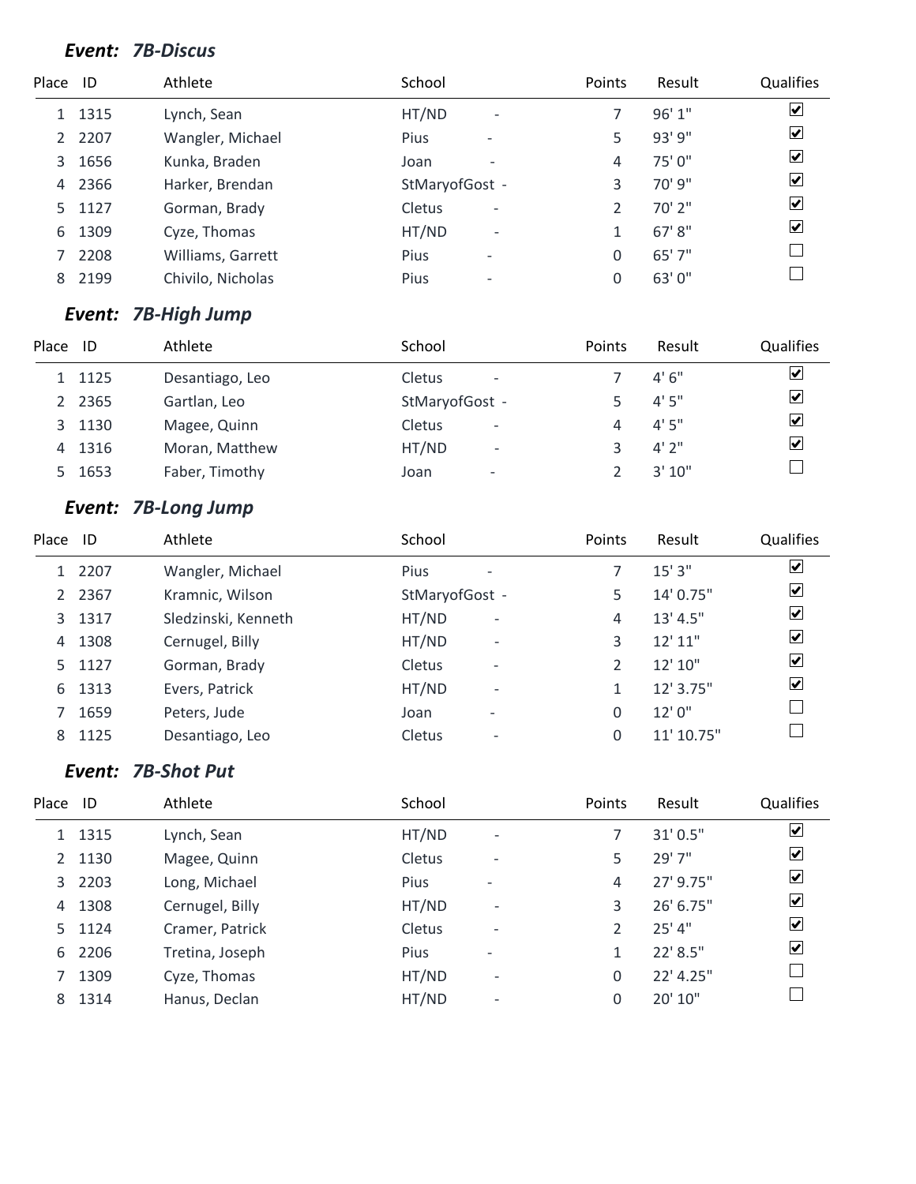### *Event: 7B-Discus*

| Place | ID | Athlete | School | Points | Result | Qualifies |
|---|---|---|---|---|---|---|
| 1 | 1315 | Lynch, Sean | HT/ND - | 7 | 96' 1" | ☑ |
| 2 | 2207 | Wangler, Michael | Pius - | 5 | 93' 9" | ☑ |
| 3 | 1656 | Kunka, Braden | Joan - | 4 | 75' 0" | ☑ |
| 4 | 2366 | Harker, Brendan | StMaryofGost - | 3 | 70' 9" | ☑ |
| 5 | 1127 | Gorman, Brady | Cletus - | 2 | 70' 2" | ☑ |
| 6 | 1309 | Cyze, Thomas | HT/ND - | 1 | 67' 8" | ☑ |
| 7 | 2208 | Williams, Garrett | Pius - | 0 | 65' 7" | ☐ |
| 8 | 2199 | Chivilo, Nicholas | Pius - | 0 | 63' 0" | ☐ |

### *Event: 7B-High Jump*

| Place | ID | Athlete | School | Points | Result | Qualifies |
|---|---|---|---|---|---|---|
| 1 | 1125 | Desantiago, Leo | Cletus - | 7 | 4' 6" | ☑ |
| 2 | 2365 | Gartlan, Leo | StMaryofGost - | 5 | 4' 5" | ☑ |
| 3 | 1130 | Magee, Quinn | Cletus - | 4 | 4' 5" | ☑ |
| 4 | 1316 | Moran, Matthew | HT/ND - | 3 | 4' 2" | ☑ |
| 5 | 1653 | Faber, Timothy | Joan - | 2 | 3' 10" | ☐ |

### *Event: 7B-Long Jump*

| Place | ID | Athlete | School | Points | Result | Qualifies |
|---|---|---|---|---|---|---|
| 1 | 2207 | Wangler, Michael | Pius - | 7 | 15' 3" | ☑ |
| 2 | 2367 | Kramnic, Wilson | StMaryofGost - | 5 | 14' 0.75" | ☑ |
| 3 | 1317 | Sledzinski, Kenneth | HT/ND - | 4 | 13' 4.5" | ☑ |
| 4 | 1308 | Cernugel, Billy | HT/ND - | 3 | 12' 11" | ☑ |
| 5 | 1127 | Gorman, Brady | Cletus - | 2 | 12' 10" | ☑ |
| 6 | 1313 | Evers, Patrick | HT/ND - | 1 | 12' 3.75" | ☑ |
| 7 | 1659 | Peters, Jude | Joan - | 0 | 12' 0" | ☐ |
| 8 | 1125 | Desantiago, Leo | Cletus - | 0 | 11' 10.75" | ☐ |

### *Event: 7B-Shot Put*

| Place | ID | Athlete | School | Points | Result | Qualifies |
|---|---|---|---|---|---|---|
| 1 | 1315 | Lynch, Sean | HT/ND - | 7 | 31' 0.5" | ☑ |
| 2 | 1130 | Magee, Quinn | Cletus - | 5 | 29' 7" | ☑ |
| 3 | 2203 | Long, Michael | Pius - | 4 | 27' 9.75" | ☑ |
| 4 | 1308 | Cernugel, Billy | HT/ND - | 3 | 26' 6.75" | ☑ |
| 5 | 1124 | Cramer, Patrick | Cletus - | 2 | 25' 4" | ☑ |
| 6 | 2206 | Tretina, Joseph | Pius - | 1 | 22' 8.5" | ☑ |
| 7 | 1309 | Cyze, Thomas | HT/ND - | 0 | 22' 4.25" | ☐ |
| 8 | 1314 | Hanus, Declan | HT/ND - | 0 | 20' 10" | ☐ |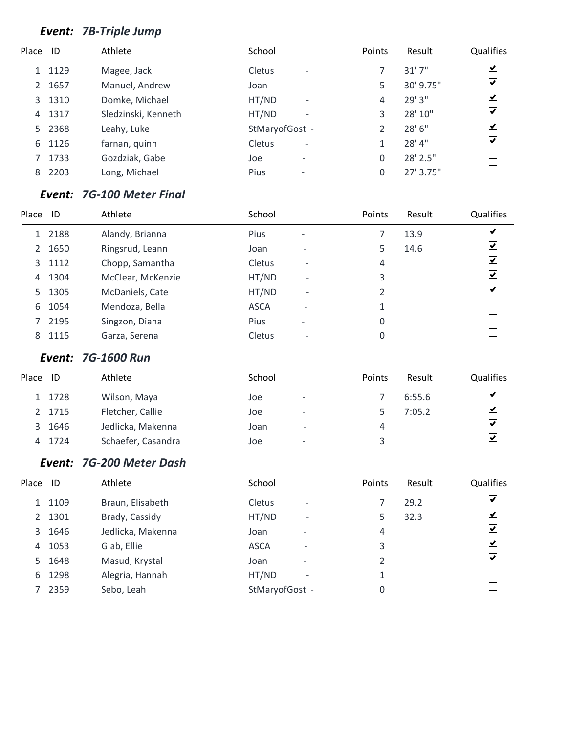### *Event: 7B-Triple Jump*

| Place | ID | Athlete | School | | Points | Result | Qualifies |
|---|---|---|---|---|---|---|---|
| 1 | 1129 | Magee, Jack | Cletus | - | 7 | 31' 7" | ☑ |
| 2 | 1657 | Manuel, Andrew | Joan | - | 5 | 30' 9.75" | ☑ |
| 3 | 1310 | Domke, Michael | HT/ND | - | 4 | 29' 3" | ☑ |
| 4 | 1317 | Sledzinski, Kenneth | HT/ND | - | 3 | 28' 10" | ☑ |
| 5 | 2368 | Leahy, Luke | StMaryofGost | - | 2 | 28' 6" | ☑ |
| 6 | 1126 | farnan, quinn | Cletus | - | 1 | 28' 4" | ☑ |
| 7 | 1733 | Gozdziak, Gabe | Joe | - | 0 | 28' 2.5" | ☐ |
| 8 | 2203 | Long, Michael | Pius | - | 0 | 27' 3.75" | ☐ |

### *Event: 7G-100 Meter Final*

| Place | ID | Athlete | School | | Points | Result | Qualifies |
|---|---|---|---|---|---|---|---|
| 1 | 2188 | Alandy, Brianna | Pius | - | 7 | 13.9 | ☑ |
| 2 | 1650 | Ringsrud, Leann | Joan | - | 5 | 14.6 | ☑ |
| 3 | 1112 | Chopp, Samantha | Cletus | - | 4 | | ☑ |
| 4 | 1304 | McClear, McKenzie | HT/ND | - | 3 | | ☑ |
| 5 | 1305 | McDaniels, Cate | HT/ND | - | 2 | | ☑ |
| 6 | 1054 | Mendoza, Bella | ASCA | - | 1 | | ☐ |
| 7 | 2195 | Singzon, Diana | Pius | - | 0 | | ☐ |
| 8 | 1115 | Garza, Serena | Cletus | - | 0 | | ☐ |

### *Event: 7G-1600 Run*

| Place | ID | Athlete | School | | Points | Result | Qualifies |
|---|---|---|---|---|---|---|---|
| 1 | 1728 | Wilson, Maya | Joe | - | 7 | 6:55.6 | ☑ |
| 2 | 1715 | Fletcher, Callie | Joe | - | 5 | 7:05.2 | ☑ |
| 3 | 1646 | Jedlicka, Makenna | Joan | - | 4 | | ☑ |
| 4 | 1724 | Schaefer, Casandra | Joe | - | 3 | | ☑ |

### *Event: 7G-200 Meter Dash*

| Place | ID | Athlete | School | | Points | Result | Qualifies |
|---|---|---|---|---|---|---|---|
| 1 | 1109 | Braun, Elisabeth | Cletus | - | 7 | 29.2 | ☑ |
| 2 | 1301 | Brady, Cassidy | HT/ND | - | 5 | 32.3 | ☑ |
| 3 | 1646 | Jedlicka, Makenna | Joan | - | 4 | | ☑ |
| 4 | 1053 | Glab, Ellie | ASCA | - | 3 | | ☑ |
| 5 | 1648 | Masud, Krystal | Joan | - | 2 | | ☑ |
| 6 | 1298 | Alegria, Hannah | HT/ND | - | 1 | | ☐ |
| 7 | 2359 | Sebo, Leah | StMaryofGost | - | 0 | | ☐ |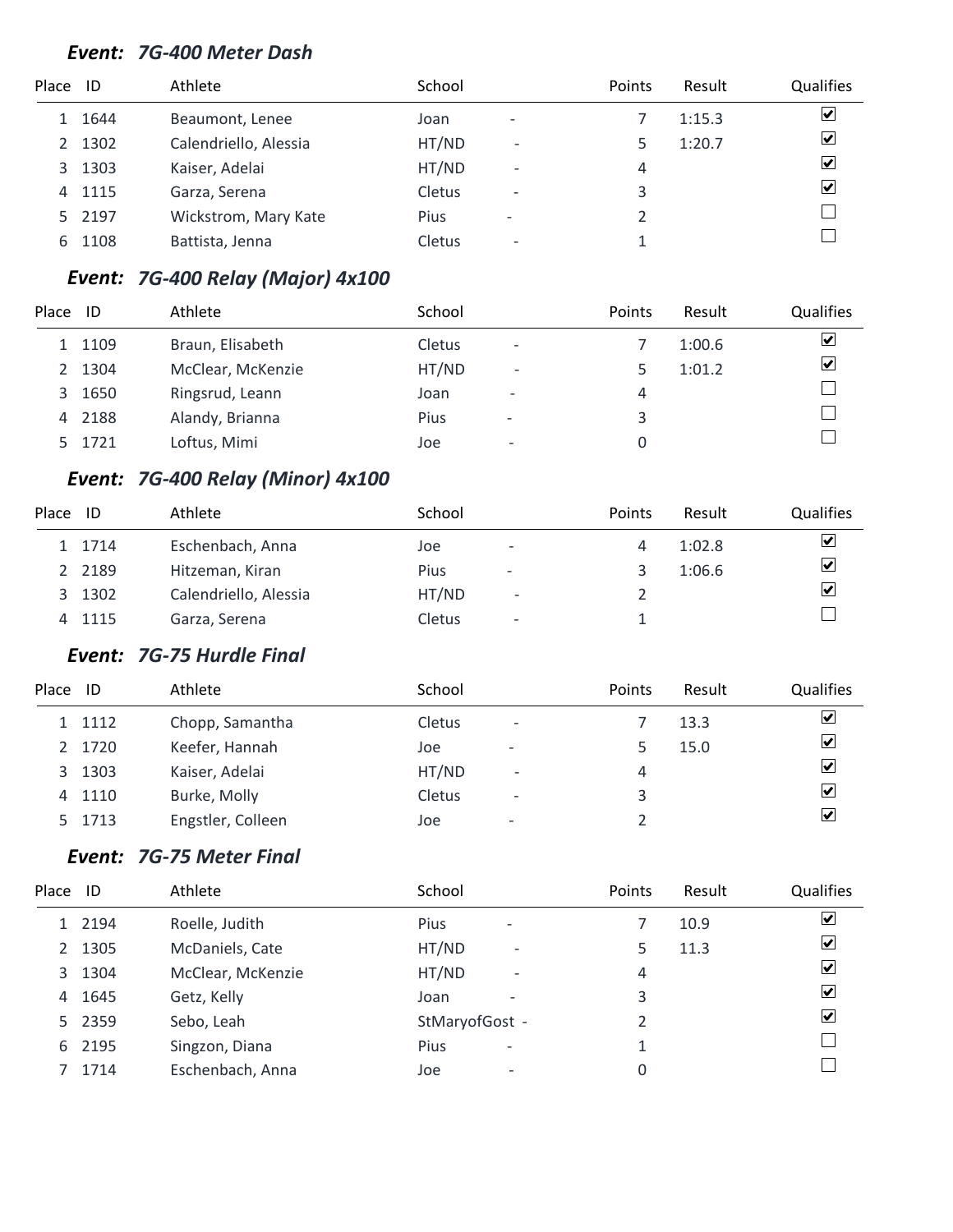### *Event: 7G-400 Meter Dash*

| Place | ID | Athlete | School | | Points | Result | Qualifies |
|---|---|---|---|---|---|---|---|
| 1 | 1644 | Beaumont, Lenee | Joan | - | 7 | 1:15.3 | ☑ |
| 2 | 1302 | Calendriello, Alessia | HT/ND | - | 5 | 1:20.7 | ☑ |
| 3 | 1303 | Kaiser, Adelai | HT/ND | - | 4 | | ☑ |
| 4 | 1115 | Garza, Serena | Cletus | - | 3 | | ☑ |
| 5 | 2197 | Wickstrom, Mary Kate | Pius | - | 2 | | ☐ |
| 6 | 1108 | Battista, Jenna | Cletus | - | 1 | | ☐ |

### *Event: 7G-400 Relay (Major) 4x100*

| Place | ID | Athlete | School | | Points | Result | Qualifies |
|---|---|---|---|---|---|---|---|
| 1 | 1109 | Braun, Elisabeth | Cletus | - | 7 | 1:00.6 | ☑ |
| 2 | 1304 | McClear, McKenzie | HT/ND | - | 5 | 1:01.2 | ☑ |
| 3 | 1650 | Ringsrud, Leann | Joan | - | 4 | | ☐ |
| 4 | 2188 | Alandy, Brianna | Pius | - | 3 | | ☐ |
| 5 | 1721 | Loftus, Mimi | Joe | - | 0 | | ☐ |

### *Event: 7G-400 Relay (Minor) 4x100*

| Place | ID | Athlete | School | | Points | Result | Qualifies |
|---|---|---|---|---|---|---|---|
| 1 | 1714 | Eschenbach, Anna | Joe | - | 4 | 1:02.8 | ☑ |
| 2 | 2189 | Hitzeman, Kiran | Pius | - | 3 | 1:06.6 | ☑ |
| 3 | 1302 | Calendriello, Alessia | HT/ND | - | 2 | | ☑ |
| 4 | 1115 | Garza, Serena | Cletus | - | 1 | | ☐ |

### *Event: 7G-75 Hurdle Final*

| Place | ID | Athlete | School | | Points | Result | Qualifies |
|---|---|---|---|---|---|---|---|
| 1 | 1112 | Chopp, Samantha | Cletus | - | 7 | 13.3 | ☑ |
| 2 | 1720 | Keefer, Hannah | Joe | - | 5 | 15.0 | ☑ |
| 3 | 1303 | Kaiser, Adelai | HT/ND | - | 4 | | ☑ |
| 4 | 1110 | Burke, Molly | Cletus | - | 3 | | ☑ |
| 5 | 1713 | Engstler, Colleen | Joe | - | 2 | | ☑ |

### *Event: 7G-75 Meter Final*

| Place | ID | Athlete | School | | Points | Result | Qualifies |
|---|---|---|---|---|---|---|---|
| 1 | 2194 | Roelle, Judith | Pius | - | 7 | 10.9 | ☑ |
| 2 | 1305 | McDaniels, Cate | HT/ND | - | 5 | 11.3 | ☑ |
| 3 | 1304 | McClear, McKenzie | HT/ND | - | 4 | | ☑ |
| 4 | 1645 | Getz, Kelly | Joan | - | 3 | | ☑ |
| 5 | 2359 | Sebo, Leah | StMaryofGost | - | 2 | | ☑ |
| 6 | 2195 | Singzon, Diana | Pius | - | 1 | | ☐ |
| 7 | 1714 | Eschenbach, Anna | Joe | - | 0 | | ☐ |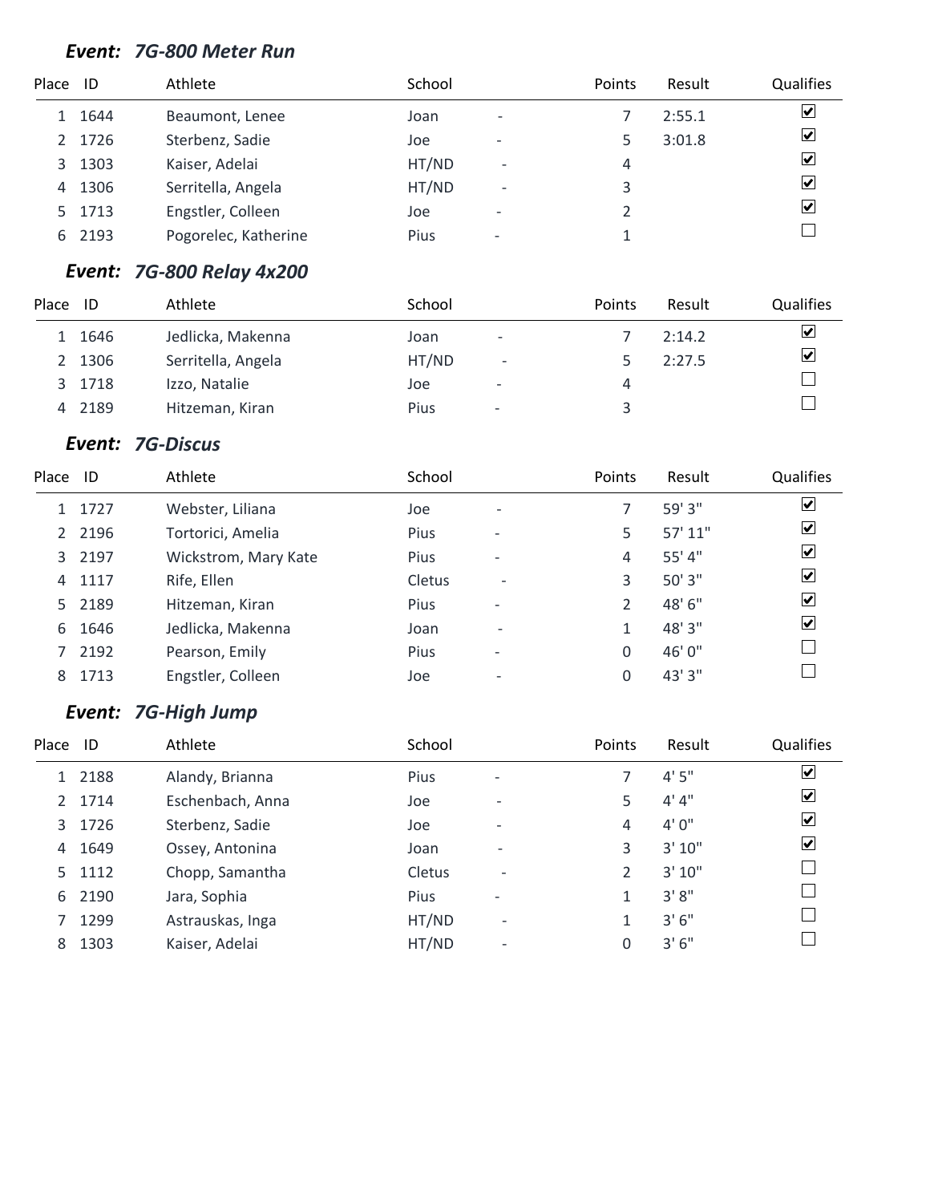### *Event: 7G-800 Meter Run*

| Place | ID | Athlete | School | | Points | Result | Qualifies |
|---|---|---|---|---|---|---|---|
| 1 | 1644 | Beaumont, Lenee | Joan | - | 7 | 2:55.1 | ☑ |
| 2 | 1726 | Sterbenz, Sadie | Joe | - | 5 | 3:01.8 | ☑ |
| 3 | 1303 | Kaiser, Adelai | HT/ND | - | 4 | | ☑ |
| 4 | 1306 | Serritella, Angela | HT/ND | - | 3 | | ☑ |
| 5 | 1713 | Engstler, Colleen | Joe | - | 2 | | ☑ |
| 6 | 2193 | Pogorelec, Katherine | Pius | - | 1 | | ☐ |

### *Event: 7G-800 Relay 4x200*

| Place | ID | Athlete | School | | Points | Result | Qualifies |
|---|---|---|---|---|---|---|---|
| 1 | 1646 | Jedlicka, Makenna | Joan | - | 7 | 2:14.2 | ☑ |
| 2 | 1306 | Serritella, Angela | HT/ND | - | 5 | 2:27.5 | ☑ |
| 3 | 1718 | Izzo, Natalie | Joe | - | 4 | | ☐ |
| 4 | 2189 | Hitzeman, Kiran | Pius | - | 3 | | ☐ |

### *Event: 7G-Discus*

| Place | ID | Athlete | School | | Points | Result | Qualifies |
|---|---|---|---|---|---|---|---|
| 1 | 1727 | Webster, Liliana | Joe | - | 7 | 59' 3" | ☑ |
| 2 | 2196 | Tortorici, Amelia | Pius | - | 5 | 57' 11" | ☑ |
| 3 | 2197 | Wickstrom, Mary Kate | Pius | - | 4 | 55' 4" | ☑ |
| 4 | 1117 | Rife, Ellen | Cletus | - | 3 | 50' 3" | ☑ |
| 5 | 2189 | Hitzeman, Kiran | Pius | - | 2 | 48' 6" | ☑ |
| 6 | 1646 | Jedlicka, Makenna | Joan | - | 1 | 48' 3" | ☑ |
| 7 | 2192 | Pearson, Emily | Pius | - | 0 | 46' 0" | ☐ |
| 8 | 1713 | Engstler, Colleen | Joe | - | 0 | 43' 3" | ☐ |

### *Event: 7G-High Jump*

| Place | ID | Athlete | School | | Points | Result | Qualifies |
|---|---|---|---|---|---|---|---|
| 1 | 2188 | Alandy, Brianna | Pius | - | 7 | 4' 5" | ☑ |
| 2 | 1714 | Eschenbach, Anna | Joe | - | 5 | 4' 4" | ☑ |
| 3 | 1726 | Sterbenz, Sadie | Joe | - | 4 | 4' 0" | ☑ |
| 4 | 1649 | Ossey, Antonina | Joan | - | 3 | 3' 10" | ☑ |
| 5 | 1112 | Chopp, Samantha | Cletus | - | 2 | 3' 10" | ☐ |
| 6 | 2190 | Jara, Sophia | Pius | - | 1 | 3' 8" | ☐ |
| 7 | 1299 | Astrauskas, Inga | HT/ND | - | 1 | 3' 6" | ☐ |
| 8 | 1303 | Kaiser, Adelai | HT/ND | - | 0 | 3' 6" | ☐ |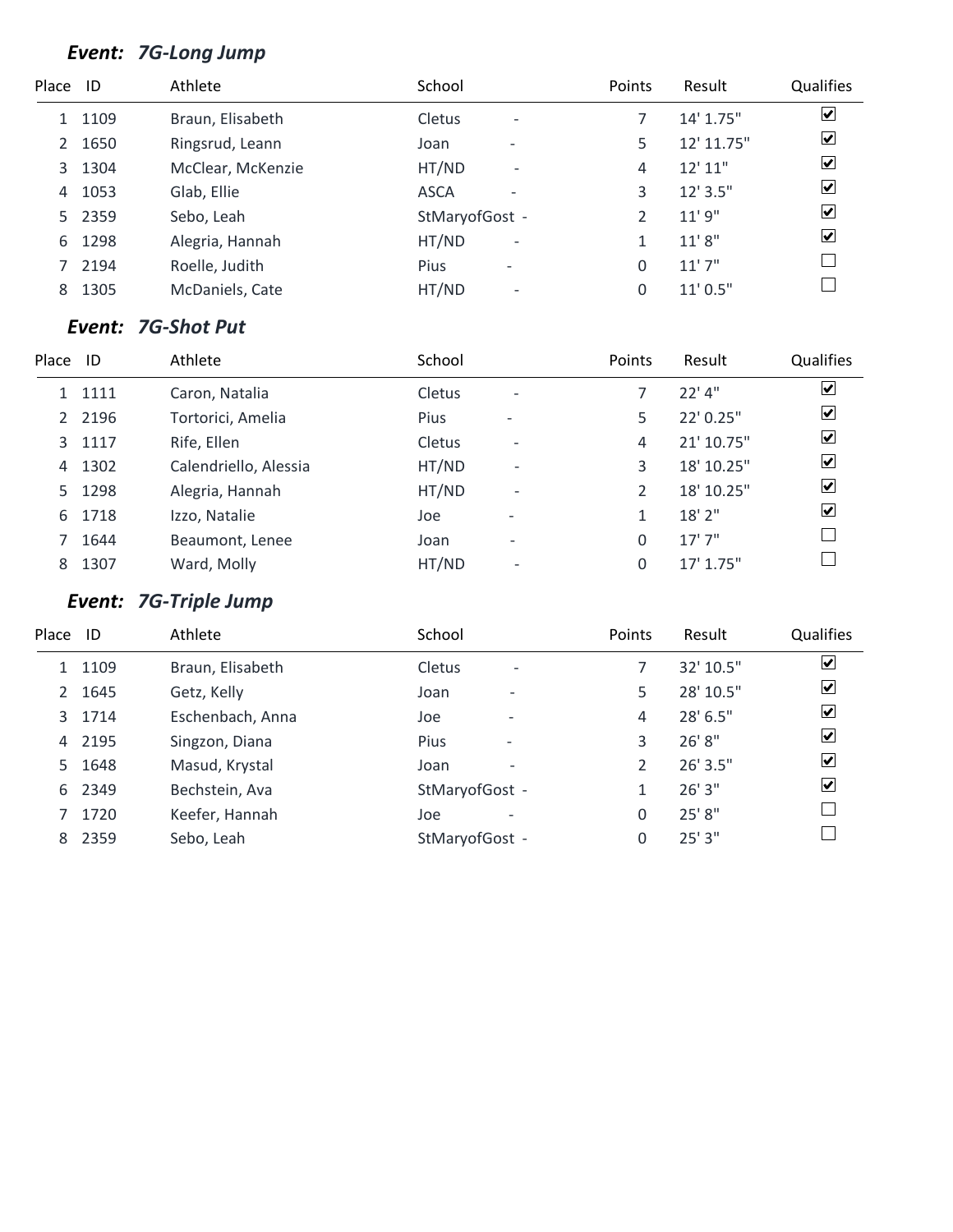## *Event: 7G-Long Jump*

| Place | ID | Athlete | School | Points | Result | Qualifies |
|---|---|---|---|---|---|---|
| 1 | 1109 | Braun, Elisabeth | Cletus - | 7 | 14' 1.75" | ☑ |
| 2 | 1650 | Ringsrud, Leann | Joan - | 5 | 12' 11.75" | ☑ |
| 3 | 1304 | McClear, McKenzie | HT/ND - | 4 | 12' 11" | ☑ |
| 4 | 1053 | Glab, Ellie | ASCA - | 3 | 12' 3.5" | ☑ |
| 5 | 2359 | Sebo, Leah | StMaryofGost - | 2 | 11' 9" | ☑ |
| 6 | 1298 | Alegria, Hannah | HT/ND - | 1 | 11' 8" | ☑ |
| 7 | 2194 | Roelle, Judith | Pius - | 0 | 11' 7" | ☐ |
| 8 | 1305 | McDaniels, Cate | HT/ND - | 0 | 11' 0.5" | ☐ |

## *Event: 7G-Shot Put*

| Place | ID | Athlete | School | Points | Result | Qualifies |
|---|---|---|---|---|---|---|
| 1 | 1111 | Caron, Natalia | Cletus - | 7 | 22' 4" | ☑ |
| 2 | 2196 | Tortorici, Amelia | Pius - | 5 | 22' 0.25" | ☑ |
| 3 | 1117 | Rife, Ellen | Cletus - | 4 | 21' 10.75" | ☑ |
| 4 | 1302 | Calendriello, Alessia | HT/ND - | 3 | 18' 10.25" | ☑ |
| 5 | 1298 | Alegria, Hannah | HT/ND - | 2 | 18' 10.25" | ☑ |
| 6 | 1718 | Izzo, Natalie | Joe - | 1 | 18' 2" | ☑ |
| 7 | 1644 | Beaumont, Lenee | Joan - | 0 | 17' 7" | ☐ |
| 8 | 1307 | Ward, Molly | HT/ND - | 0 | 17' 1.75" | ☐ |

## *Event: 7G-Triple Jump*

| Place | ID | Athlete | School | Points | Result | Qualifies |
|---|---|---|---|---|---|---|
| 1 | 1109 | Braun, Elisabeth | Cletus - | 7 | 32' 10.5" | ☑ |
| 2 | 1645 | Getz, Kelly | Joan - | 5 | 28' 10.5" | ☑ |
| 3 | 1714 | Eschenbach, Anna | Joe - | 4 | 28' 6.5" | ☑ |
| 4 | 2195 | Singzon, Diana | Pius - | 3 | 26' 8" | ☑ |
| 5 | 1648 | Masud, Krystal | Joan - | 2 | 26' 3.5" | ☑ |
| 6 | 2349 | Bechstein, Ava | StMaryofGost - | 1 | 26' 3" | ☑ |
| 7 | 1720 | Keefer, Hannah | Joe - | 0 | 25' 8" | ☐ |
| 8 | 2359 | Sebo, Leah | StMaryofGost - | 0 | 25' 3" | ☐ |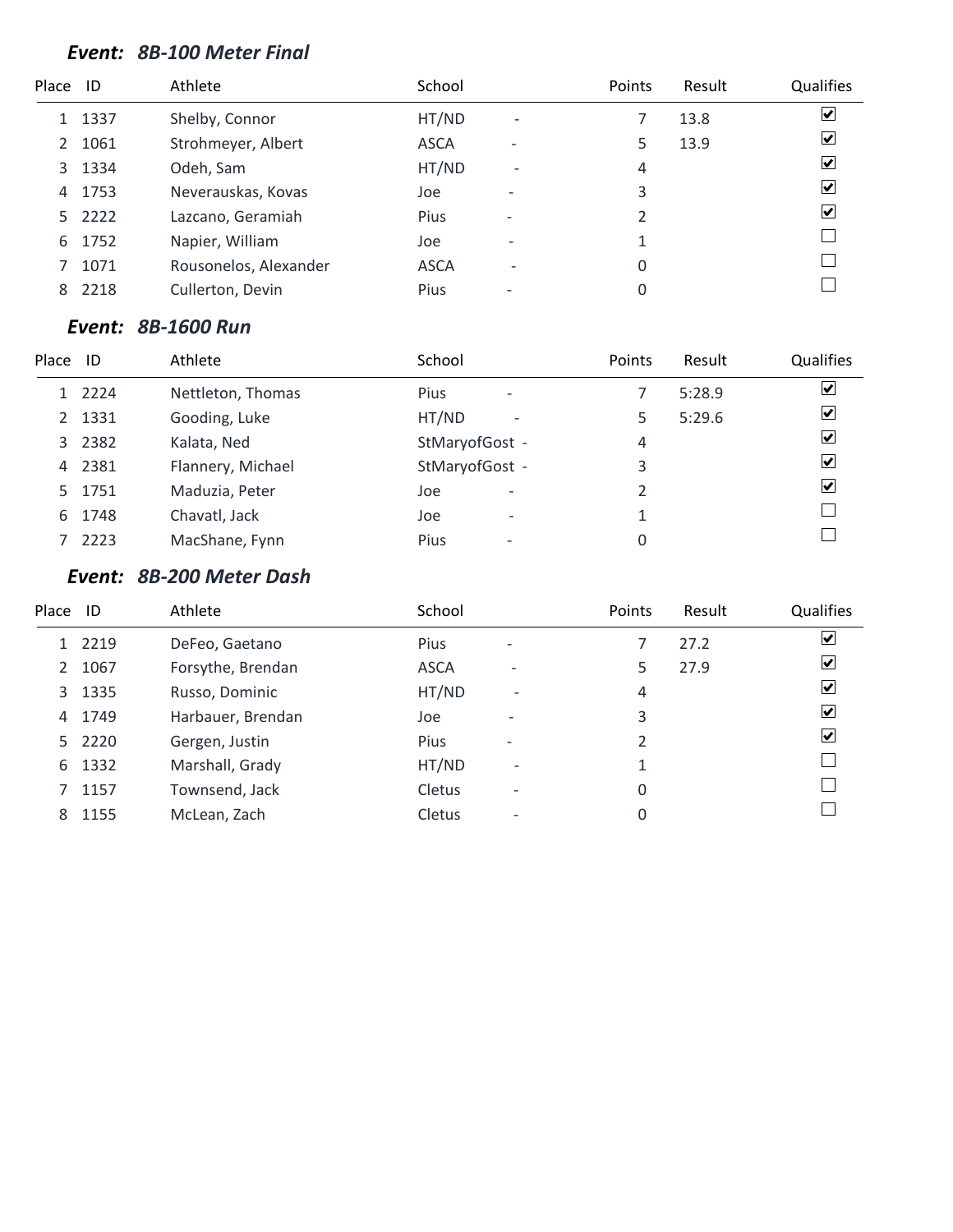### *Event: 8B-100 Meter Final*

| Place | ID | Athlete | School | | Points | Result | Qualifies |
|---|---|---|---|---|---|---|---|
| 1 | 1337 | Shelby, Connor | HT/ND | - | 7 | 13.8 | ☑ |
| 2 | 1061 | Strohmeyer, Albert | ASCA | - | 5 | 13.9 | ☑ |
| 3 | 1334 | Odeh, Sam | HT/ND | - | 4 | | ☑ |
| 4 | 1753 | Neverauskas, Kovas | Joe | - | 3 | | ☑ |
| 5 | 2222 | Lazcano, Geramiah | Pius | - | 2 | | ☑ |
| 6 | 1752 | Napier, William | Joe | - | 1 | | ☐ |
| 7 | 1071 | Rousonelos, Alexander | ASCA | - | 0 | | ☐ |
| 8 | 2218 | Cullerton, Devin | Pius | - | 0 | | ☐ |

### *Event: 8B-1600 Run*

| Place | ID | Athlete | School | | Points | Result | Qualifies |
|---|---|---|---|---|---|---|---|
| 1 | 2224 | Nettleton, Thomas | Pius | - | 7 | 5:28.9 | ☑ |
| 2 | 1331 | Gooding, Luke | HT/ND | - | 5 | 5:29.6 | ☑ |
| 3 | 2382 | Kalata, Ned | StMaryofGost | - | 4 | | ☑ |
| 4 | 2381 | Flannery, Michael | StMaryofGost | - | 3 | | ☑ |
| 5 | 1751 | Maduzia, Peter | Joe | - | 2 | | ☑ |
| 6 | 1748 | Chavatl, Jack | Joe | - | 1 | | ☐ |
| 7 | 2223 | MacShane, Fynn | Pius | - | 0 | | ☐ |

### *Event: 8B-200 Meter Dash*

| Place | ID | Athlete | School | | Points | Result | Qualifies |
|---|---|---|---|---|---|---|---|
| 1 | 2219 | DeFeo, Gaetano | Pius | - | 7 | 27.2 | ☑ |
| 2 | 1067 | Forsythe, Brendan | ASCA | - | 5 | 27.9 | ☑ |
| 3 | 1335 | Russo, Dominic | HT/ND | - | 4 | | ☑ |
| 4 | 1749 | Harbauer, Brendan | Joe | - | 3 | | ☑ |
| 5 | 2220 | Gergen, Justin | Pius | - | 2 | | ☑ |
| 6 | 1332 | Marshall, Grady | HT/ND | - | 1 | | ☐ |
| 7 | 1157 | Townsend, Jack | Cletus | - | 0 | | ☐ |
| 8 | 1155 | McLean, Zach | Cletus | - | 0 | | ☐ |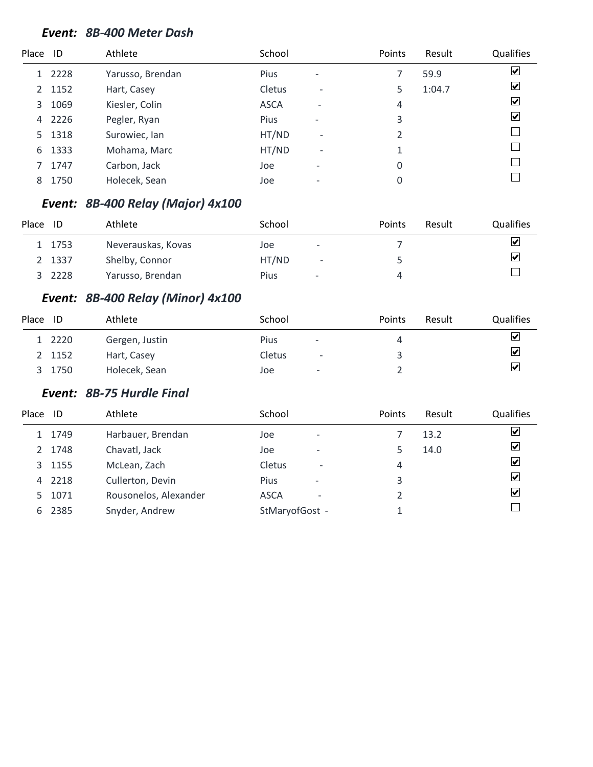### *Event: 8B-400 Meter Dash*

| Place | ID | Athlete | School | | Points | Result | Qualifies |
|---|---|---|---|---|---|---|---|
| 1 | 2228 | Yarusso, Brendan | Pius | - | 7 | 59.9 | ☑ |
| 2 | 1152 | Hart, Casey | Cletus | - | 5 | 1:04.7 | ☑ |
| 3 | 1069 | Kiesler, Colin | ASCA | - | 4 | | ☑ |
| 4 | 2226 | Pegler, Ryan | Pius | - | 3 | | ☑ |
| 5 | 1318 | Surowiec, Ian | HT/ND | - | 2 | | ☐ |
| 6 | 1333 | Mohama, Marc | HT/ND | - | 1 | | ☐ |
| 7 | 1747 | Carbon, Jack | Joe | - | 0 | | ☐ |
| 8 | 1750 | Holecek, Sean | Joe | - | 0 | | ☐ |

### *Event: 8B-400 Relay (Major) 4x100*

| Place | ID | Athlete | School | | Points | Result | Qualifies |
|---|---|---|---|---|---|---|---|
| 1 | 1753 | Neverauskas, Kovas | Joe | - | 7 | | ☑ |
| 2 | 1337 | Shelby, Connor | HT/ND | - | 5 | | ☑ |
| 3 | 2228 | Yarusso, Brendan | Pius | - | 4 | | ☐ |

### *Event: 8B-400 Relay (Minor) 4x100*

| Place | ID | Athlete | School | | Points | Result | Qualifies |
|---|---|---|---|---|---|---|---|
| 1 | 2220 | Gergen, Justin | Pius | - | 4 | | ☑ |
| 2 | 1152 | Hart, Casey | Cletus | - | 3 | | ☑ |
| 3 | 1750 | Holecek, Sean | Joe | - | 2 | | ☑ |

### *Event: 8B-75 Hurdle Final*

| Place | ID | Athlete | School | | Points | Result | Qualifies |
|---|---|---|---|---|---|---|---|
| 1 | 1749 | Harbauer, Brendan | Joe | - | 7 | 13.2 | ☑ |
| 2 | 1748 | Chavatl, Jack | Joe | - | 5 | 14.0 | ☑ |
| 3 | 1155 | McLean, Zach | Cletus | - | 4 | | ☑ |
| 4 | 2218 | Cullerton, Devin | Pius | - | 3 | | ☑ |
| 5 | 1071 | Rousonelos, Alexander | ASCA | - | 2 | | ☑ |
| 6 | 2385 | Snyder, Andrew | StMaryofGost | - | 1 | | ☐ |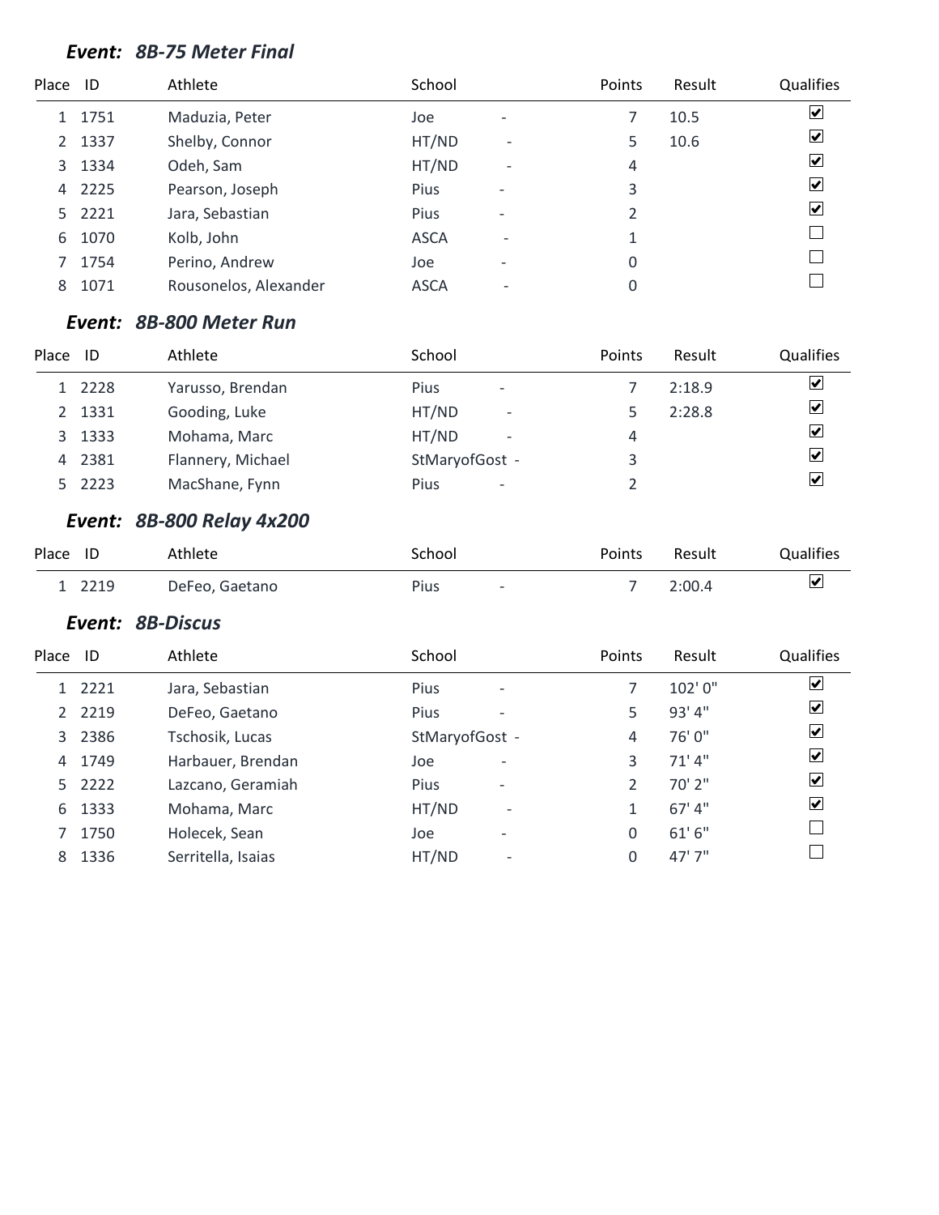### *Event: 8B-75 Meter Final*

| Place | ID | Athlete | School | Points | Result | Qualifies |
|---|---|---|---|---|---|---|
| 1 | 1751 | Maduzia, Peter | Joe - | 7 | 10.5 | ☑ |
| 2 | 1337 | Shelby, Connor | HT/ND - | 5 | 10.6 | ☑ |
| 3 | 1334 | Odeh, Sam | HT/ND - | 4 | | ☑ |
| 4 | 2225 | Pearson, Joseph | Pius - | 3 | | ☑ |
| 5 | 2221 | Jara, Sebastian | Pius - | 2 | | ☑ |
| 6 | 1070 | Kolb, John | ASCA - | 1 | | ☐ |
| 7 | 1754 | Perino, Andrew | Joe - | 0 | | ☐ |
| 8 | 1071 | Rousonelos, Alexander | ASCA - | 0 | | ☐ |

### *Event: 8B-800 Meter Run*

| Place | ID | Athlete | School | Points | Result | Qualifies |
|---|---|---|---|---|---|---|
| 1 | 2228 | Yarusso, Brendan | Pius - | 7 | 2:18.9 | ☑ |
| 2 | 1331 | Gooding, Luke | HT/ND - | 5 | 2:28.8 | ☑ |
| 3 | 1333 | Mohama, Marc | HT/ND - | 4 | | ☑ |
| 4 | 2381 | Flannery, Michael | StMaryofGost - | 3 | | ☑ |
| 5 | 2223 | MacShane, Fynn | Pius - | 2 | | ☑ |

### *Event: 8B-800 Relay 4x200*

| Place | ID | Athlete | School | Points | Result | Qualifies |
|---|---|---|---|---|---|---|
| 1 | 2219 | DeFeo, Gaetano | Pius - | 7 | 2:00.4 | ☑ |

### *Event: 8B-Discus*

| Place | ID | Athlete | School | Points | Result | Qualifies |
|---|---|---|---|---|---|---|
| 1 | 2221 | Jara, Sebastian | Pius - | 7 | 102' 0" | ☑ |
| 2 | 2219 | DeFeo, Gaetano | Pius - | 5 | 93' 4" | ☑ |
| 3 | 2386 | Tschosik, Lucas | StMaryofGost - | 4 | 76' 0" | ☑ |
| 4 | 1749 | Harbauer, Brendan | Joe - | 3 | 71' 4" | ☑ |
| 5 | 2222 | Lazcano, Geramiah | Pius - | 2 | 70' 2" | ☑ |
| 6 | 1333 | Mohama, Marc | HT/ND - | 1 | 67' 4" | ☑ |
| 7 | 1750 | Holecek, Sean | Joe - | 0 | 61' 6" | ☐ |
| 8 | 1336 | Serritella, Isaias | HT/ND - | 0 | 47' 7" | ☐ |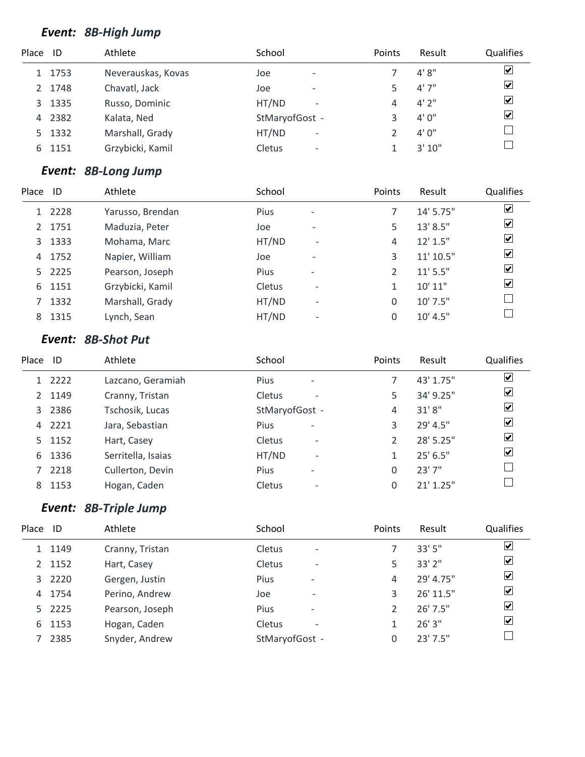### *Event: 8B-High Jump*

| Place | ID | Athlete | School | Points | Result | Qualifies |
|---|---|---|---|---|---|---|
| 1 | 1753 | Neverauskas, Kovas | Joe - | 7 | 4' 8" | ☑ |
| 2 | 1748 | Chavatl, Jack | Joe - | 5 | 4' 7" | ☑ |
| 3 | 1335 | Russo, Dominic | HT/ND - | 4 | 4' 2" | ☑ |
| 4 | 2382 | Kalata, Ned | StMaryofGost - | 3 | 4' 0" | ☑ |
| 5 | 1332 | Marshall, Grady | HT/ND - | 2 | 4' 0" | ☐ |
| 6 | 1151 | Grzybicki, Kamil | Cletus - | 1 | 3' 10" | ☐ |

### *Event: 8B-Long Jump*

| Place | ID | Athlete | School | Points | Result | Qualifies |
|---|---|---|---|---|---|---|
| 1 | 2228 | Yarusso, Brendan | Pius - | 7 | 14' 5.75" | ☑ |
| 2 | 1751 | Maduzia, Peter | Joe - | 5 | 13' 8.5" | ☑ |
| 3 | 1333 | Mohama, Marc | HT/ND - | 4 | 12' 1.5" | ☑ |
| 4 | 1752 | Napier, William | Joe - | 3 | 11' 10.5" | ☑ |
| 5 | 2225 | Pearson, Joseph | Pius - | 2 | 11' 5.5" | ☑ |
| 6 | 1151 | Grzybicki, Kamil | Cletus - | 1 | 10' 11" | ☑ |
| 7 | 1332 | Marshall, Grady | HT/ND - | 0 | 10' 7.5" | ☐ |
| 8 | 1315 | Lynch, Sean | HT/ND - | 0 | 10' 4.5" | ☐ |

### *Event: 8B-Shot Put*

| Place | ID | Athlete | School | Points | Result | Qualifies |
|---|---|---|---|---|---|---|
| 1 | 2222 | Lazcano, Geramiah | Pius - | 7 | 43' 1.75" | ☑ |
| 2 | 1149 | Cranny, Tristan | Cletus - | 5 | 34' 9.25" | ☑ |
| 3 | 2386 | Tschosik, Lucas | StMaryofGost - | 4 | 31' 8" | ☑ |
| 4 | 2221 | Jara, Sebastian | Pius - | 3 | 29' 4.5" | ☑ |
| 5 | 1152 | Hart, Casey | Cletus - | 2 | 28' 5.25" | ☑ |
| 6 | 1336 | Serritella, Isaias | HT/ND - | 1 | 25' 6.5" | ☑ |
| 7 | 2218 | Cullerton, Devin | Pius - | 0 | 23' 7" | ☐ |
| 8 | 1153 | Hogan, Caden | Cletus - | 0 | 21' 1.25" | ☐ |

### *Event: 8B-Triple Jump*

| Place | ID | Athlete | School | Points | Result | Qualifies |
|---|---|---|---|---|---|---|
| 1 | 1149 | Cranny, Tristan | Cletus - | 7 | 33' 5" | ☑ |
| 2 | 1152 | Hart, Casey | Cletus - | 5 | 33' 2" | ☑ |
| 3 | 2220 | Gergen, Justin | Pius - | 4 | 29' 4.75" | ☑ |
| 4 | 1754 | Perino, Andrew | Joe - | 3 | 26' 11.5" | ☑ |
| 5 | 2225 | Pearson, Joseph | Pius - | 2 | 26' 7.5" | ☑ |
| 6 | 1153 | Hogan, Caden | Cletus - | 1 | 26' 3" | ☑ |
| 7 | 2385 | Snyder, Andrew | StMaryofGost - | 0 | 23' 7.5" | ☐ |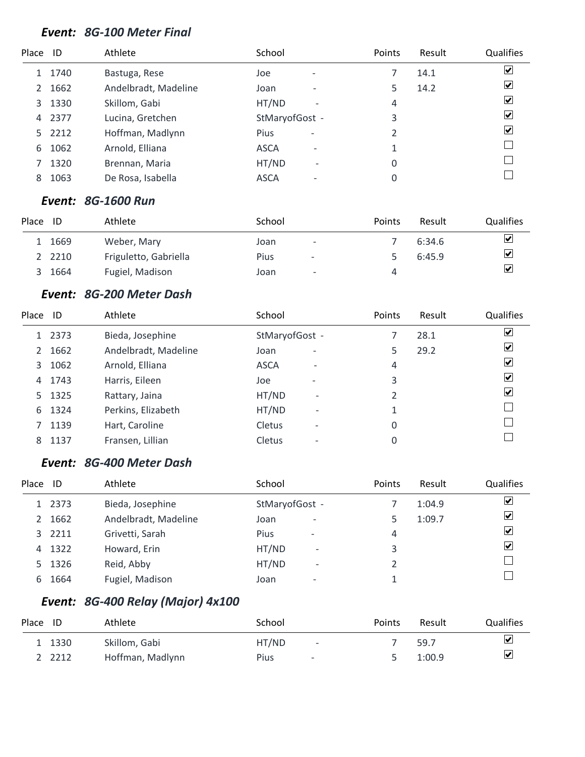### *Event: 8G-100 Meter Final*

| Place | ID | Athlete | School | | Points | Result | Qualifies |
|---|---|---|---|---|---|---|---|
| 1 | 1740 | Bastuga, Rese | Joe | - | 7 | 14.1 | ☑ |
| 2 | 1662 | Andelbradt, Madeline | Joan | - | 5 | 14.2 | ☑ |
| 3 | 1330 | Skillom, Gabi | HT/ND | - | 4 | | ☑ |
| 4 | 2377 | Lucina, Gretchen | StMaryofGost | - | 3 | | ☑ |
| 5 | 2212 | Hoffman, Madlynn | Pius | - | 2 | | ☑ |
| 6 | 1062 | Arnold, Elliana | ASCA | - | 1 | | ☐ |
| 7 | 1320 | Brennan, Maria | HT/ND | - | 0 | | ☐ |
| 8 | 1063 | De Rosa, Isabella | ASCA | - | 0 | | ☐ |

### *Event: 8G-1600 Run*

| Place | ID | Athlete | School | | Points | Result | Qualifies |
|---|---|---|---|---|---|---|---|
| 1 | 1669 | Weber, Mary | Joan | - | 7 | 6:34.6 | ☑ |
| 2 | 2210 | Friguletto, Gabriella | Pius | - | 5 | 6:45.9 | ☑ |
| 3 | 1664 | Fugiel, Madison | Joan | - | 4 | | ☑ |

### *Event: 8G-200 Meter Dash*

| Place | ID | Athlete | School | | Points | Result | Qualifies |
|---|---|---|---|---|---|---|---|
| 1 | 2373 | Bieda, Josephine | StMaryofGost | - | 7 | 28.1 | ☑ |
| 2 | 1662 | Andelbradt, Madeline | Joan | - | 5 | 29.2 | ☑ |
| 3 | 1062 | Arnold, Elliana | ASCA | - | 4 | | ☑ |
| 4 | 1743 | Harris, Eileen | Joe | - | 3 | | ☑ |
| 5 | 1325 | Rattary, Jaina | HT/ND | - | 2 | | ☑ |
| 6 | 1324 | Perkins, Elizabeth | HT/ND | - | 1 | | ☐ |
| 7 | 1139 | Hart, Caroline | Cletus | - | 0 | | ☐ |
| 8 | 1137 | Fransen, Lillian | Cletus | - | 0 | | ☐ |

### *Event: 8G-400 Meter Dash*

| Place | ID | Athlete | School | | Points | Result | Qualifies |
|---|---|---|---|---|---|---|---|
| 1 | 2373 | Bieda, Josephine | StMaryofGost | - | 7 | 1:04.9 | ☑ |
| 2 | 1662 | Andelbradt, Madeline | Joan | - | 5 | 1:09.7 | ☑ |
| 3 | 2211 | Grivetti, Sarah | Pius | - | 4 | | ☑ |
| 4 | 1322 | Howard, Erin | HT/ND | - | 3 | | ☑ |
| 5 | 1326 | Reid, Abby | HT/ND | - | 2 | | ☐ |
| 6 | 1664 | Fugiel, Madison | Joan | - | 1 | | ☐ |

### *Event: 8G-400 Relay (Major) 4x100*

| Place | ID | Athlete | School | | Points | Result | Qualifies |
|---|---|---|---|---|---|---|---|
| 1 | 1330 | Skillom, Gabi | HT/ND | - | 7 | 59.7 | ☑ |
| 2 | 2212 | Hoffman, Madlynn | Pius | - | 5 | 1:00.9 | ☑ |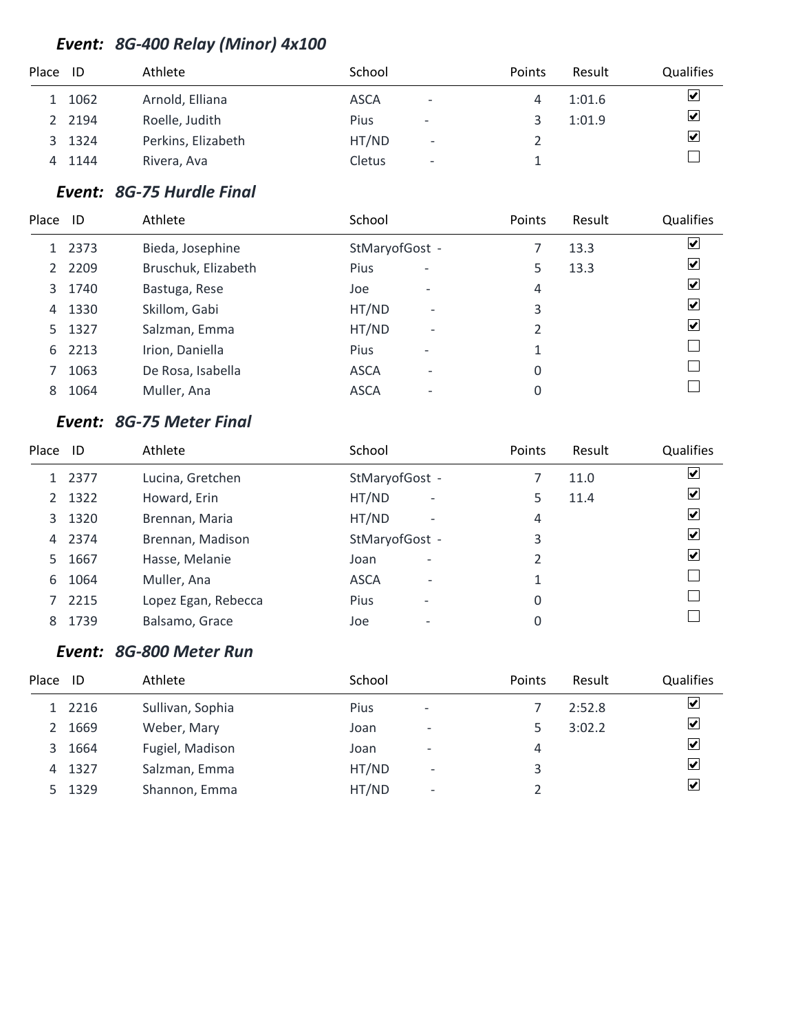### *Event: 8G-400 Relay (Minor) 4x100*

| Place | ID | Athlete | School | | Points | Result | Qualifies |
|---|---|---|---|---|---|---|---|
| 1 | 1062 | Arnold, Elliana | ASCA | - | 4 | 1:01.6 | ☑ |
| 2 | 2194 | Roelle, Judith | Pius | - | 3 | 1:01.9 | ☑ |
| 3 | 1324 | Perkins, Elizabeth | HT/ND | - | 2 | | ☑ |
| 4 | 1144 | Rivera, Ava | Cletus | - | 1 | | ☐ |

### *Event: 8G-75 Hurdle Final*

| Place | ID | Athlete | School | | Points | Result | Qualifies |
|---|---|---|---|---|---|---|---|
| 1 | 2373 | Bieda, Josephine | StMaryofGost | - | 7 | 13.3 | ☑ |
| 2 | 2209 | Bruschuk, Elizabeth | Pius | - | 5 | 13.3 | ☑ |
| 3 | 1740 | Bastuga, Rese | Joe | - | 4 | | ☑ |
| 4 | 1330 | Skillom, Gabi | HT/ND | - | 3 | | ☑ |
| 5 | 1327 | Salzman, Emma | HT/ND | - | 2 | | ☑ |
| 6 | 2213 | Irion, Daniella | Pius | - | 1 | | ☐ |
| 7 | 1063 | De Rosa, Isabella | ASCA | - | 0 | | ☐ |
| 8 | 1064 | Muller, Ana | ASCA | - | 0 | | ☐ |

### *Event: 8G-75 Meter Final*

| Place | ID | Athlete | School | | Points | Result | Qualifies |
|---|---|---|---|---|---|---|---|
| 1 | 2377 | Lucina, Gretchen | StMaryofGost | - | 7 | 11.0 | ☑ |
| 2 | 1322 | Howard, Erin | HT/ND | - | 5 | 11.4 | ☑ |
| 3 | 1320 | Brennan, Maria | HT/ND | - | 4 | | ☑ |
| 4 | 2374 | Brennan, Madison | StMaryofGost | - | 3 | | ☑ |
| 5 | 1667 | Hasse, Melanie | Joan | - | 2 | | ☑ |
| 6 | 1064 | Muller, Ana | ASCA | - | 1 | | ☐ |
| 7 | 2215 | Lopez Egan, Rebecca | Pius | - | 0 | | ☐ |
| 8 | 1739 | Balsamo, Grace | Joe | - | 0 | | ☐ |

### *Event: 8G-800 Meter Run*

| Place | ID | Athlete | School | | Points | Result | Qualifies |
|---|---|---|---|---|---|---|---|
| 1 | 2216 | Sullivan, Sophia | Pius | - | 7 | 2:52.8 | ☑ |
| 2 | 1669 | Weber, Mary | Joan | - | 5 | 3:02.2 | ☑ |
| 3 | 1664 | Fugiel, Madison | Joan | - | 4 | | ☑ |
| 4 | 1327 | Salzman, Emma | HT/ND | - | 3 | | ☑ |
| 5 | 1329 | Shannon, Emma | HT/ND | - | 2 | | ☑ |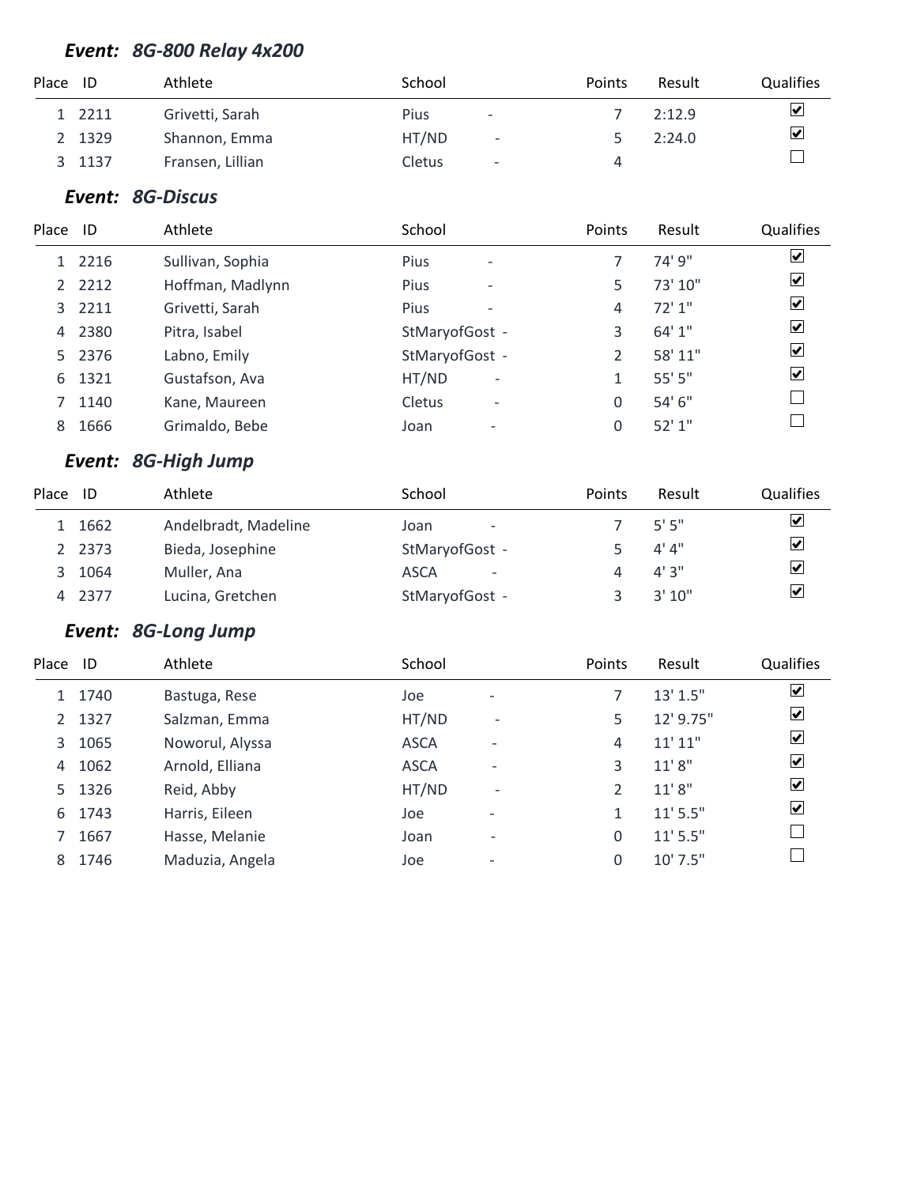### *Event: 8G-800 Relay 4x200*

| Place | ID | Athlete | School | Points | Result | Qualifies |
|---|---|---|---|---|---|---|
| 1 | 2211 | Grivetti, Sarah | Pius - | 7 | 2:12.9 | ☑ |
| 2 | 1329 | Shannon, Emma | HT/ND - | 5 | 2:24.0 | ☑ |
| 3 | 1137 | Fransen, Lillian | Cletus - | 4 | | ☐ |

### *Event: 8G-Discus*

| Place | ID | Athlete | School | Points | Result | Qualifies |
|---|---|---|---|---|---|---|
| 1 | 2216 | Sullivan, Sophia | Pius - | 7 | 74' 9" | ☑ |
| 2 | 2212 | Hoffman, Madlynn | Pius - | 5 | 73' 10" | ☑ |
| 3 | 2211 | Grivetti, Sarah | Pius - | 4 | 72' 1" | ☑ |
| 4 | 2380 | Pitra, Isabel | StMaryofGost - | 3 | 64' 1" | ☑ |
| 5 | 2376 | Labno, Emily | StMaryofGost - | 2 | 58' 11" | ☑ |
| 6 | 1321 | Gustafson, Ava | HT/ND - | 1 | 55' 5" | ☑ |
| 7 | 1140 | Kane, Maureen | Cletus - | 0 | 54' 6" | ☐ |
| 8 | 1666 | Grimaldo, Bebe | Joan - | 0 | 52' 1" | ☐ |

### *Event: 8G-High Jump*

| Place | ID | Athlete | School | Points | Result | Qualifies |
|---|---|---|---|---|---|---|
| 1 | 1662 | Andelbradt, Madeline | Joan - | 7 | 5' 5" | ☑ |
| 2 | 2373 | Bieda, Josephine | StMaryofGost - | 5 | 4' 4" | ☑ |
| 3 | 1064 | Muller, Ana | ASCA - | 4 | 4' 3" | ☑ |
| 4 | 2377 | Lucina, Gretchen | StMaryofGost - | 3 | 3' 10" | ☑ |

### *Event: 8G-Long Jump*

| Place | ID | Athlete | School | Points | Result | Qualifies |
|---|---|---|---|---|---|---|
| 1 | 1740 | Bastuga, Rese | Joe - | 7 | 13' 1.5" | ☑ |
| 2 | 1327 | Salzman, Emma | HT/ND - | 5 | 12' 9.75" | ☑ |
| 3 | 1065 | Noworul, Alyssa | ASCA - | 4 | 11' 11" | ☑ |
| 4 | 1062 | Arnold, Elliana | ASCA - | 3 | 11' 8" | ☑ |
| 5 | 1326 | Reid, Abby | HT/ND - | 2 | 11' 8" | ☑ |
| 6 | 1743 | Harris, Eileen | Joe - | 1 | 11' 5.5" | ☑ |
| 7 | 1667 | Hasse, Melanie | Joan - | 0 | 11' 5.5" | ☐ |
| 8 | 1746 | Maduzia, Angela | Joe - | 0 | 10' 7.5" | ☐ |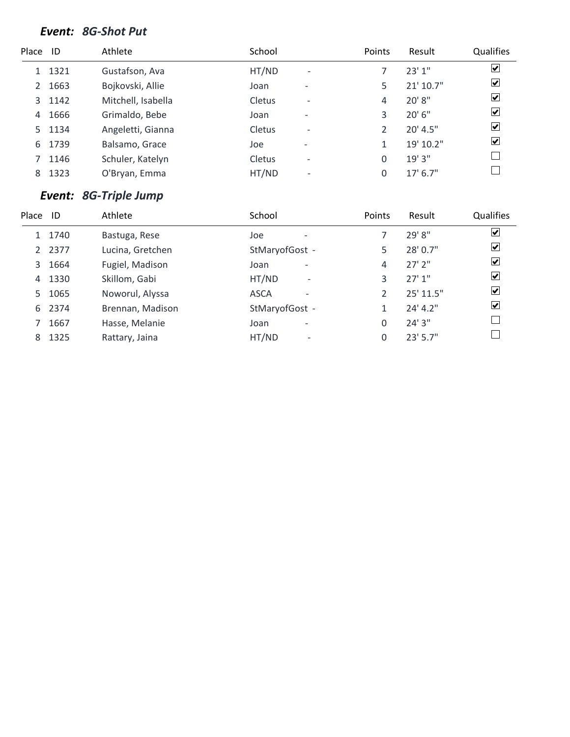### *Event: 8G-Shot Put*

| Place | ID | Athlete | School | | Points | Result | Qualifies |
|---|---|---|---|---|---|---|---|
| 1 | 1321 | Gustafson, Ava | HT/ND | - | 7 | 23' 1" | ☑ |
| 2 | 1663 | Bojkovski, Allie | Joan | - | 5 | 21' 10.7" | ☑ |
| 3 | 1142 | Mitchell, Isabella | Cletus | - | 4 | 20' 8" | ☑ |
| 4 | 1666 | Grimaldo, Bebe | Joan | - | 3 | 20' 6" | ☑ |
| 5 | 1134 | Angeletti, Gianna | Cletus | - | 2 | 20' 4.5" | ☑ |
| 6 | 1739 | Balsamo, Grace | Joe | - | 1 | 19' 10.2" | ☑ |
| 7 | 1146 | Schuler, Katelyn | Cletus | - | 0 | 19' 3" | ☐ |
| 8 | 1323 | O'Bryan, Emma | HT/ND | - | 0 | 17' 6.7" | ☐ |

### *Event: 8G-Triple Jump*

| Place | ID | Athlete | School | | Points | Result | Qualifies |
|---|---|---|---|---|---|---|---|
| 1 | 1740 | Bastuga, Rese | Joe | - | 7 | 29' 8" | ☑ |
| 2 | 2377 | Lucina, Gretchen | StMaryofGost | - | 5 | 28' 0.7" | ☑ |
| 3 | 1664 | Fugiel, Madison | Joan | - | 4 | 27' 2" | ☑ |
| 4 | 1330 | Skillom, Gabi | HT/ND | - | 3 | 27' 1" | ☑ |
| 5 | 1065 | Noworul, Alyssa | ASCA | - | 2 | 25' 11.5" | ☑ |
| 6 | 2374 | Brennan, Madison | StMaryofGost | - | 1 | 24' 4.2" | ☑ |
| 7 | 1667 | Hasse, Melanie | Joan | - | 0 | 24' 3" | ☐ |
| 8 | 1325 | Rattary, Jaina | HT/ND | - | 0 | 23' 5.7" | ☐ |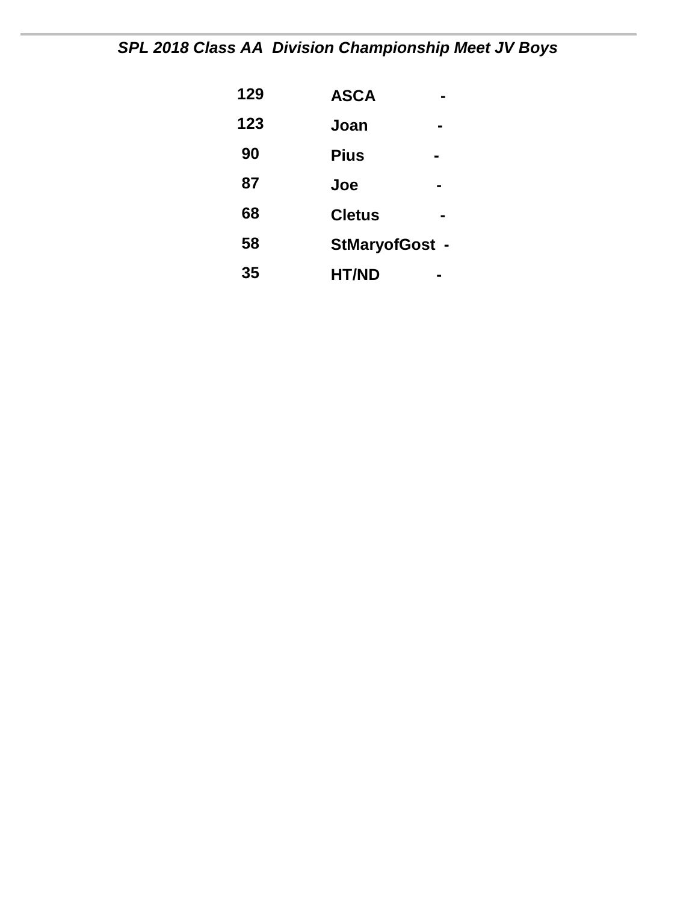*SPL 2018 Class AA Division Championship Meet JV Boys*

| | |
|---|---|
| 129 | ASCA - |
| 123 | Joan - |
| 90 | Pius - |
| 87 | Joe - |
| 68 | Cletus - |
| 58 | StMaryofGost - |
| 35 | HT/ND - |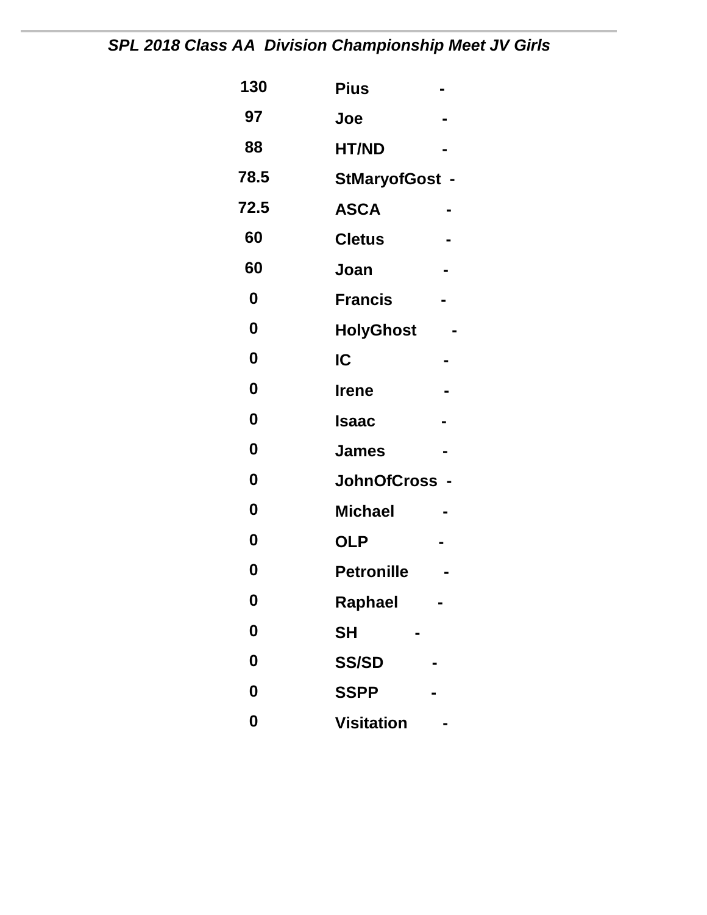*SPL 2018 Class AA Division Championship Meet JV Girls*

| | |
|---|---|
| 130 | Pius - |
| 97 | Joe - |
| 88 | HT/ND - |
| 78.5 | StMaryofGost - |
| 72.5 | ASCA - |
| 60 | Cletus - |
| 60 | Joan - |
| 0 | Francis - |
| 0 | HolyGhost - |
| 0 | IC - |
| 0 | Irene - |
| 0 | Isaac - |
| 0 | James - |
| 0 | JohnOfCross - |
| 0 | Michael - |
| 0 | OLP - |
| 0 | Petronille - |
| 0 | Raphael - |
| 0 | SH - |
| 0 | SS/SD - |
| 0 | SSPP - |
| 0 | Visitation - |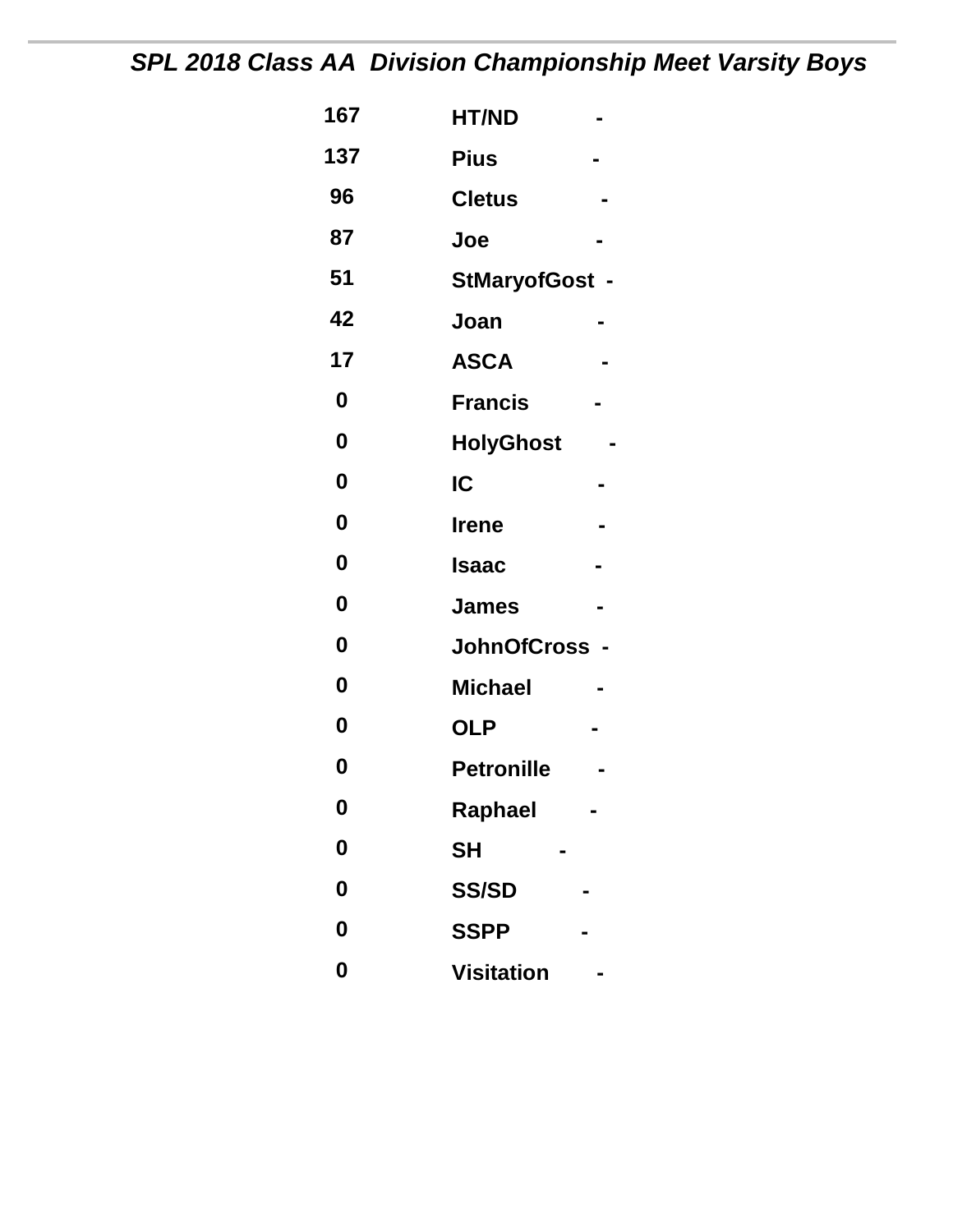## *SPL 2018 Class AA Division Championship Meet Varsity Boys*

| Score | Team |
|---|---|
| 167 | HT/ND - |
| 137 | Pius - |
| 96 | Cletus - |
| 87 | Joe - |
| 51 | StMaryofGost - |
| 42 | Joan - |
| 17 | ASCA - |
| 0 | Francis - |
| 0 | HolyGhost - |
| 0 | IC - |
| 0 | Irene - |
| 0 | Isaac - |
| 0 | James - |
| 0 | JohnOfCross - |
| 0 | Michael - |
| 0 | OLP - |
| 0 | Petronille - |
| 0 | Raphael - |
| 0 | SH - |
| 0 | SS/SD - |
| 0 | SSPP - |
| 0 | Visitation - |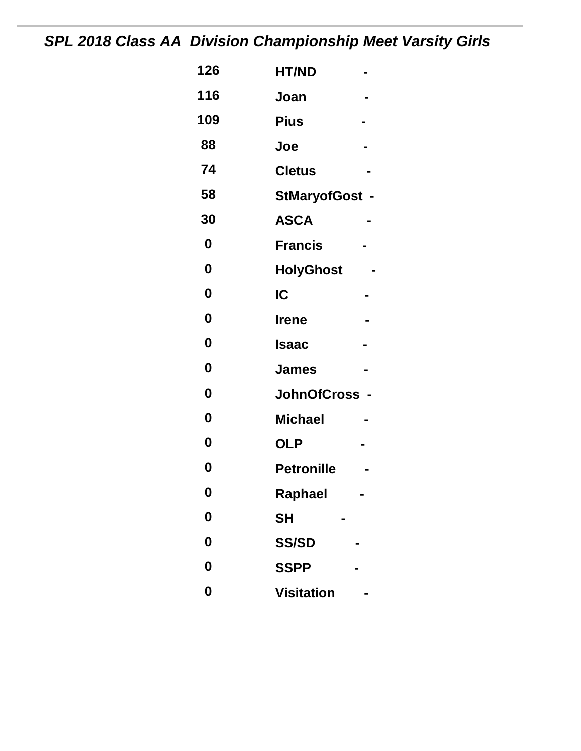***SPL 2018 Class AA  Division Championship Meet Varsity Girls***

| | |
|---|---|
| **126** | **HT/ND -** |
| **116** | **Joan -** |
| **109** | **Pius -** |
| **88** | **Joe -** |
| **74** | **Cletus -** |
| **58** | **StMaryofGost -** |
| **30** | **ASCA -** |
| **0** | **Francis -** |
| **0** | **HolyGhost -** |
| **0** | **IC -** |
| **0** | **Irene -** |
| **0** | **Isaac -** |
| **0** | **James -** |
| **0** | **JohnOfCross -** |
| **0** | **Michael -** |
| **0** | **OLP -** |
| **0** | **Petronille -** |
| **0** | **Raphael -** |
| **0** | **SH -** |
| **0** | **SS/SD -** |
| **0** | **SSPP -** |
| **0** | **Visitation -** |